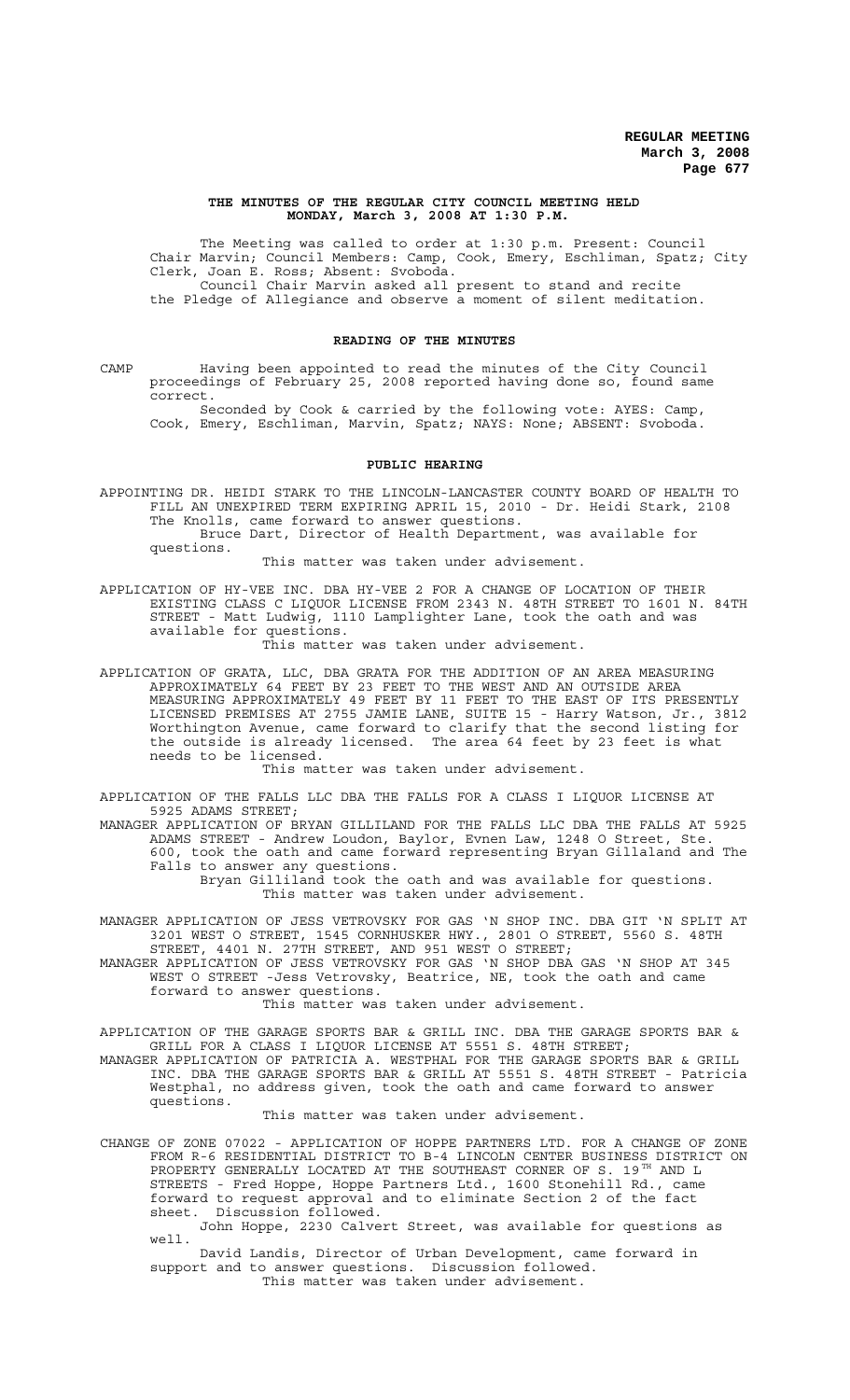**THE MINUTES OF THE REGULAR CITY COUNCIL MEETING HELD MONDAY, March 3, 2008 AT 1:30 P.M.**

The Meeting was called to order at 1:30 p.m. Present: Council Chair Marvin; Council Members: Camp, Cook, Emery, Eschliman, Spatz; City Clerk, Joan E. Ross; Absent: Svoboda.

Council Chair Marvin asked all present to stand and recite the Pledge of Allegiance and observe a moment of silent meditation.

## READING OF THE MINUTES

CAMP Having been appointed to read the minutes of the City Council proceedings of February 25, 2008 reported having done so, found same correct.

Seconded by Cook & carried by the following vote: AYES: Camp, Cook, Emery, Eschliman, Marvin, Spatz; NAYS: None; ABSENT: Svoboda.

## PUBLIC HEARING

APPOINTING DR. HEIDI STARK TO THE LINCOLN-LANCASTER COUNTY BOARD OF HEALTH TO FILL AN UNEXPIRED TERM EXPIRING APRIL 15, 2010 - Dr. Heidi Stark, 2108 The Knolls, came forward to answer questions.

Bruce Dart, Director of Health Department, was available for questions.

This matter was taken under advisement.

APPLICATION OF HY-VEE INC. DBA HY-VEE 2 FOR A CHANGE OF LOCATION OF THEIR EXISTING CLASS C LIQUOR LICENSE FROM 2343 N. 48TH STREET TO 1601 N. 84TH STREET - Matt Ludwig, 1110 Lamplighter Lane, took the oath and was available for questions.

This matter was taken under advisement.

APPLICATION OF GRATA, LLC, DBA GRATA FOR THE ADDITION OF AN AREA MEASURING APPROXIMATELY 64 FEET BY 23 FEET TO THE WEST AND AN OUTSIDE AREA MEASURING APPROXIMATELY 49 FEET BY 11 FEET TO THE EAST OF ITS PRESENTLY LICENSED PREMISES AT 2755 JAMIE LANE, SUITE 15 - Harry Watson, Jr., 3812 Worthington Avenue, came forward to clarify that the second listing for the outside is already licensed. The area 64 feet by 23 feet is what needs to be licensed.

This matter was taken under advisement.

APPLICATION OF THE FALLS LLC DBA THE FALLS FOR A CLASS I LIQUOR LICENSE AT 5925 ADAMS STREET;

MANAGER APPLICATION OF BRYAN GILLILAND FOR THE FALLS LLC DBA THE FALLS AT 5925 ADAMS STREET - Andrew Loudon, Baylor, Evnen Law, 1248 O Street, Ste. 600, took the oath and came forward representing Bryan Gillaland and The Falls to answer any questions.

Bryan Gilliland took the oath and was available for questions.

This matter was taken under advisement.

MANAGER APPLICATION OF JESS VETROVSKY FOR GAS 'N SHOP INC. DBA GIT 'N SPLIT AT 3201 WEST O STREET, 1545 CORNHUSKER HWY., 2801 O STREET, 5560 S. 48TH STREET, 4401 N. 27TH STREET, AND 951 WEST O STREET;

MANAGER APPLICATION OF JESS VETROVSKY FOR GAS 'N SHOP DBA GAS 'N SHOP AT 345 WEST O STREET -Jess Vetrovsky, Beatrice, NE, took the oath and came forward to answer questions.

This matter was taken under advisement.

APPLICATION OF THE GARAGE SPORTS BAR & GRILL INC. DBA THE GARAGE SPORTS BAR & GRILL FOR A CLASS I LIQUOR LICENSE AT 5551 S. 48TH STREET;

MANAGER APPLICATION OF PATRICIA A. WESTPHAL FOR THE GARAGE SPORTS BAR & GRILL INC. DBA THE GARAGE SPORTS BAR & GRILL AT 5551 S. 48TH STREET - Patricia Westphal, no address given, took the oath and came forward to answer questions.

This matter was taken under advisement.

CHANGE OF ZONE 07022 - APPLICATION OF HOPPE PARTNERS LTD. FOR A CHANGE OF ZONE FROM R-6 RESIDENTIAL DISTRICT TO B-4 LINCOLN CENTER BUSINESS DISTRICT ON PROPERTY GENERALLY LOCATED AT THE SOUTHEAST CORNER OF S. 19TH AND L STREETS - Fred Hoppe, Hoppe Partners Ltd., 1600 Stonehill Rd., came forward to request approval and to eliminate Section 2 of the fact sheet. Discussion followed.

John Hoppe, 2230 Calvert Street, was available for questions as well.

David Landis, Director of Urban Development, came forward in support and to answer questions. Discussion followed.

This matter was taken under advisement.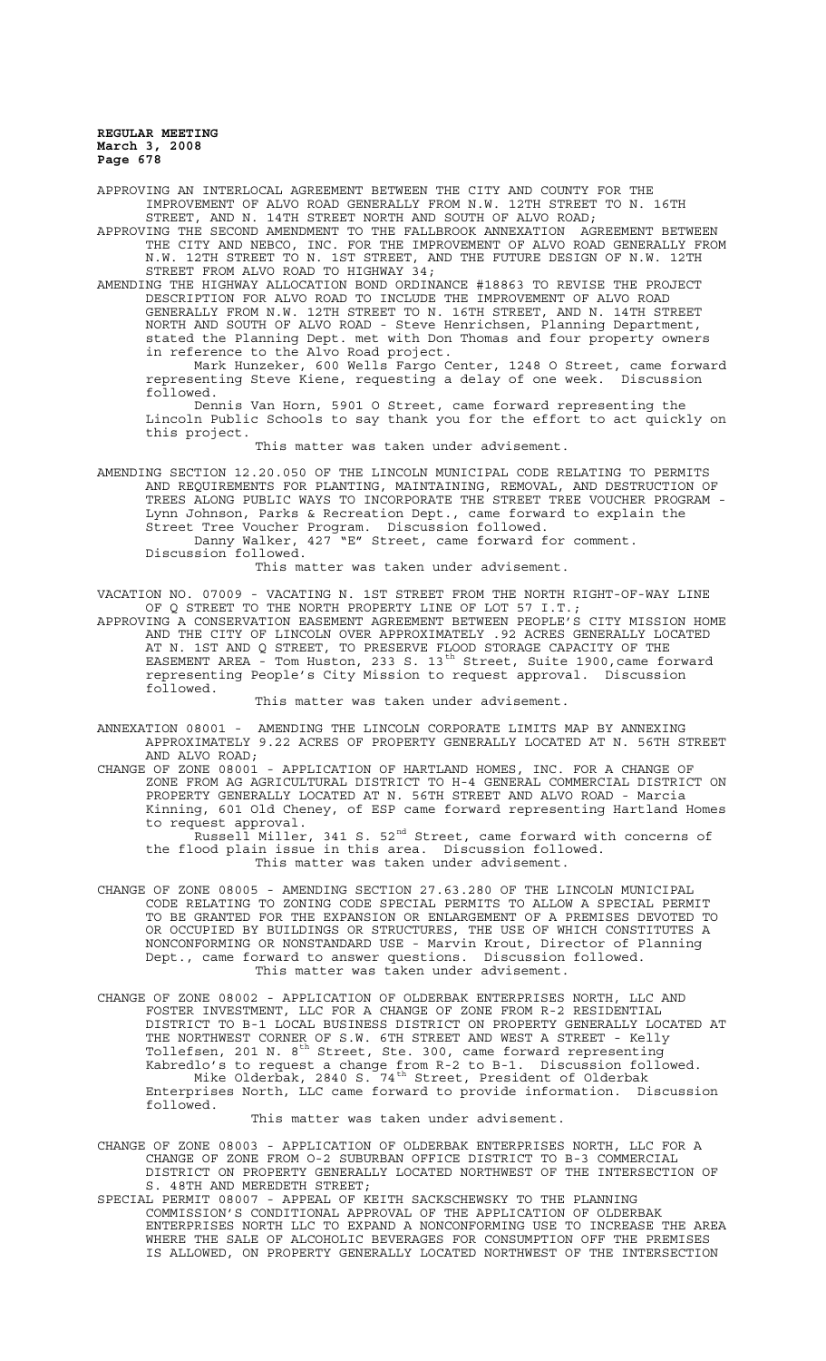APPROVING AN INTERLOCAL AGREEMENT BETWEEN THE CITY AND COUNTY FOR THE IMPROVEMENT OF ALVO ROAD GENERALLY FROM N.W. 12TH STREET TO N. 16TH STREET, AND N. 14TH STREET NORTH AND SOUTH OF ALVO ROAD;

APPROVING THE SECOND AMENDMENT TO THE FALLBROOK ANNEXATION AGREEMENT BETWEEN THE CITY AND NEBCO, INC. FOR THE IMPROVEMENT OF ALVO ROAD GENERALLY FROM N.W. 12TH STREET TO N. 1ST STREET, AND THE FUTURE DESIGN OF N.W. 12TH STREET FROM ALVO ROAD TO HIGHWAY 34;

AMENDING THE HIGHWAY ALLOCATION BOND ORDINANCE #18863 TO REVISE THE PROJECT DESCRIPTION FOR ALVO ROAD TO INCLUDE THE IMPROVEMENT OF ALVO ROAD GENERALLY FROM N.W. 12TH STREET TO N. 16TH STREET, AND N. 14TH STREET NORTH AND SOUTH OF ALVO ROAD - Steve Henrichsen, Planning Department, stated the Planning Dept. met with Don Thomas and four property owners in reference to the Alvo Road project.

Mark Hunzeker, 600 Wells Fargo Center, 1248 O Street, came forward representing Steve Kiene, requesting a delay of one week. Discussion followed.

Dennis Van Horn, 5901 O Street, came forward representing the Lincoln Public Schools to say thank you for the effort to act quickly on this project.

This matter was taken under advisement.

AMENDING SECTION 12.20.050 OF THE LINCOLN MUNICIPAL CODE RELATING TO PERMITS AND REQUIREMENTS FOR PLANTING, MAINTAINING, REMOVAL, AND DESTRUCTION OF TREES ALONG PUBLIC WAYS TO INCORPORATE THE STREET TREE VOUCHER PROGRAM - Lynn Johnson, Parks & Recreation Dept., came forward to explain the Street Tree Voucher Program. Discussion followed.

Danny Walker, 427 "E" Street, came forward for comment. Discussion followed.

This matter was taken under advisement.

VACATION NO. 07009 - VACATING N. 1ST STREET FROM THE NORTH RIGHT-OF-WAY LINE OF Q STREET TO THE NORTH PROPERTY LINE OF LOT 57 I.T.;

APPROVING A CONSERVATION EASEMENT AGREEMENT BETWEEN PEOPLE'S CITY MISSION HOME AND THE CITY OF LINCOLN OVER APPROXIMATELY .92 ACRES GENERALLY LOCATED AT N. 1ST AND Q STREET, TO PRESERVE FLOOD STORAGE CAPACITY OF THE EASEMENT AREA - Tom Huston, 233 S. 13th Street, Suite 1900, came forward representing People's City Mission to request approval. Discussion followed.

This matter was taken under advisement.

ANNEXATION 08001 - AMENDING THE LINCOLN CORPORATE LIMITS MAP BY ANNEXING APPROXIMATELY 9.22 ACRES OF PROPERTY GENERALLY LOCATED AT N. 56TH STREET AND ALVO ROAD;

CHANGE OF ZONE 08001 - APPLICATION OF HARTLAND HOMES, INC. FOR A CHANGE OF ZONE FROM AG AGRICULTURAL DISTRICT TO H-4 GENERAL COMMERCIAL DISTRICT ON PROPERTY GENERALLY LOCATED AT N. 56TH STREET AND ALVO ROAD - Marcia Kinning, 601 Old Cheney, of ESP came forward representing Hartland Homes to request approval.

Russell Miller, 341 S. 52nd Street, came forward with concerns of the flood plain issue in this area. Discussion followed.

This matter was taken under advisement.

CHANGE OF ZONE 08005 - AMENDING SECTION 27.63.280 OF THE LINCOLN MUNICIPAL CODE RELATING TO ZONING CODE SPECIAL PERMITS TO ALLOW A SPECIAL PERMIT TO BE GRANTED FOR THE EXPANSION OR ENLARGEMENT OF A PREMISES DEVOTED TO OR OCCUPIED BY BUILDINGS OR STRUCTURES, THE USE OF WHICH CONSTITUTES A NONCONFORMING OR NONSTANDARD USE - Marvin Krout, Director of Planning Dept., came forward to answer questions. Discussion followed.

This matter was taken under advisement.

CHANGE OF ZONE 08002 - APPLICATION OF OLDERBAK ENTERPRISES NORTH, LLC AND FOSTER INVESTMENT, LLC FOR A CHANGE OF ZONE FROM R-2 RESIDENTIAL DISTRICT TO B-1 LOCAL BUSINESS DISTRICT ON PROPERTY GENERALLY LOCATED AT THE NORTHWEST CORNER OF S.W. 6TH STREET AND WEST A STREET - Kelly Tollefsen, 201 N. 8th Street, Ste. 300, came forward representing Kabredlo's to request a change from R-2 to B-1. Discussion followed.

Mike Olderbak, 2840 S. 74th Street, President of Olderbak Enterprises North, LLC came forward to provide information. Discussion followed.

This matter was taken under advisement.

CHANGE OF ZONE 08003 - APPLICATION OF OLDERBAK ENTERPRISES NORTH, LLC FOR A CHANGE OF ZONE FROM O-2 SUBURBAN OFFICE DISTRICT TO B-3 COMMERCIAL DISTRICT ON PROPERTY GENERALLY LOCATED NORTHWEST OF THE INTERSECTION OF S. 48TH AND MEREDETH STREET;

SPECIAL PERMIT 08007 - APPEAL OF KEITH SACKSCHEWSKY TO THE PLANNING COMMISSION'S CONDITIONAL APPROVAL OF THE APPLICATION OF OLDERBAK ENTERPRISES NORTH LLC TO EXPAND A NONCONFORMING USE TO INCREASE THE AREA WHERE THE SALE OF ALCOHOLIC BEVERAGES FOR CONSUMPTION OFF THE PREMISES IS ALLOWED, ON PROPERTY GENERALLY LOCATED NORTHWEST OF THE INTERSECTION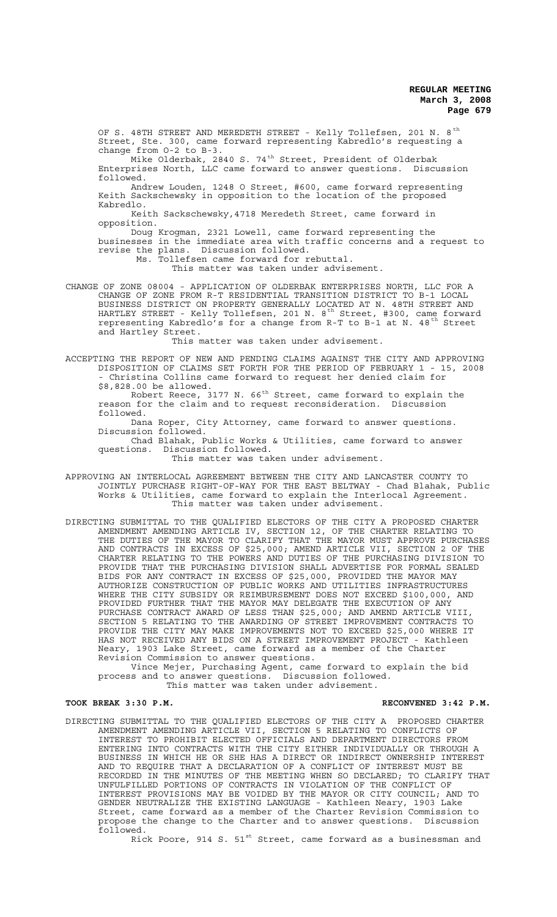OF S. 48TH STREET AND MEREDETH STREET - Kelly Tollefsen, 201 N. 8th Street, Ste. 300, came forward representing Kabredlo's requesting a change from O-2 to B-3.

Mike Olderbak, 2840 S. 74th Street, President of Olderbak Enterprises North, LLC came forward to answer questions. Discussion followed.

Andrew Louden, 1248 O Street, #600, came forward representing Keith Sackschewsky in opposition to the location of the proposed Kabredlo.

Keith Sackschewsky,4718 Meredeth Street, came forward in opposition.

Doug Krogman, 2321 Lowell, came forward representing the businesses in the immediate area with traffic concerns and a request to revise the plans. Discussion followed.

Ms. Tollefsen came forward for rebuttal.

This matter was taken under advisement.

CHANGE OF ZONE 08004 - APPLICATION OF OLDERBAK ENTERPRISES NORTH, LLC FOR A CHANGE OF ZONE FROM R-T RESIDENTIAL TRANSITION DISTRICT TO B-1 LOCAL BUSINESS DISTRICT ON PROPERTY GENERALLY LOCATED AT N. 48TH STREET AND HARTLEY STREET - Kelly Tollefsen, 201 N. 8th Street, #300, came forward representing Kabredlo's for a change from R-T to B-1 at N. 48th Street and Hartley Street.

This matter was taken under advisement.

ACCEPTING THE REPORT OF NEW AND PENDING CLAIMS AGAINST THE CITY AND APPROVING DISPOSITION OF CLAIMS SET FORTH FOR THE PERIOD OF FEBRUARY 1 - 15, 2008 - Christina Collins came forward to request her denied claim for $8,828.00 be allowed.

Robert Reece, 3177 N. 66th Street, came forward to explain the reason for the claim and to request reconsideration. Discussion followed.

Dana Roper, City Attorney, came forward to answer questions. Discussion followed.

Chad Blahak, Public Works & Utilities, came forward to answer questions. Discussion followed.

This matter was taken under advisement.

APPROVING AN INTERLOCAL AGREEMENT BETWEEN THE CITY AND LANCASTER COUNTY TO JOINTLY PURCHASE RIGHT-OF-WAY FOR THE EAST BELTWAY - Chad Blahak, Public Works & Utilities, came forward to explain the Interlocal Agreement.

This matter was taken under advisement.

DIRECTING SUBMITTAL TO THE QUALIFIED ELECTORS OF THE CITY A PROPOSED CHARTER AMENDMENT AMENDING ARTICLE IV, SECTION 12, OF THE CHARTER RELATING TO THE DUTIES OF THE MAYOR TO CLARIFY THAT THE MAYOR MUST APPROVE PURCHASES AND CONTRACTS IN EXCESS OF $25,000; AMEND ARTICLE VII, SECTION 2 OF THE CHARTER RELATING TO THE POWERS AND DUTIES OF THE PURCHASING DIVISION TO PROVIDE THAT THE PURCHASING DIVISION SHALL ADVERTISE FOR FORMAL SEALED BIDS FOR ANY CONTRACT IN EXCESS OF $25,000, PROVIDED THE MAYOR MAY AUTHORIZE CONSTRUCTION OF PUBLIC WORKS AND UTILITIES INFRASTRUCTURES WHERE THE CITY SUBSIDY OR REIMBURSEMENT DOES NOT EXCEED $100,000, AND PROVIDED FURTHER THAT THE MAYOR MAY DELEGATE THE EXECUTION OF ANY PURCHASE CONTRACT AWARD OF LESS THAN $25,000; AND AMEND ARTICLE VIII, SECTION 5 RELATING TO THE AWARDING OF STREET IMPROVEMENT CONTRACTS TO PROVIDE THE CITY MAY MAKE IMPROVEMENTS NOT TO EXCEED $25,000 WHERE IT HAS NOT RECEIVED ANY BIDS ON A STREET IMPROVEMENT PROJECT - Kathleen Neary, 1903 Lake Street, came forward as a member of the Charter Revision Commission to answer questions.

Vince Mejer, Purchasing Agent, came forward to explain the bid process and to answer questions. Discussion followed.

This matter was taken under advisement.

**TOOK BREAK 3:30 P.M. RECONVENED 3:42 P.M.**

DIRECTING SUBMITTAL TO THE QUALIFIED ELECTORS OF THE CITY A PROPOSED CHARTER AMENDMENT AMENDING ARTICLE VII, SECTION 5 RELATING TO CONFLICTS OF INTEREST TO PROHIBIT ELECTED OFFICIALS AND DEPARTMENT DIRECTORS FROM ENTERING INTO CONTRACTS WITH THE CITY EITHER INDIVIDUALLY OR THROUGH A BUSINESS IN WHICH HE OR SHE HAS A DIRECT OR INDIRECT OWNERSHIP INTEREST AND TO REQUIRE THAT A DECLARATION OF A CONFLICT OF INTEREST MUST BE RECORDED IN THE MINUTES OF THE MEETING WHEN SO DECLARED; TO CLARIFY THAT UNFULFILLED PORTIONS OF CONTRACTS IN VIOLATION OF THE CONFLICT OF INTEREST PROVISIONS MAY BE VOIDED BY THE MAYOR OR CITY COUNCIL; AND TO GENDER NEUTRALIZE THE EXISTING LANGUAGE - Kathleen Neary, 1903 Lake Street, came forward as a member of the Charter Revision Commission to propose the change to the Charter and to answer questions. Discussion followed.

Rick Poore, 914 S. 51st Street, came forward as a businessman and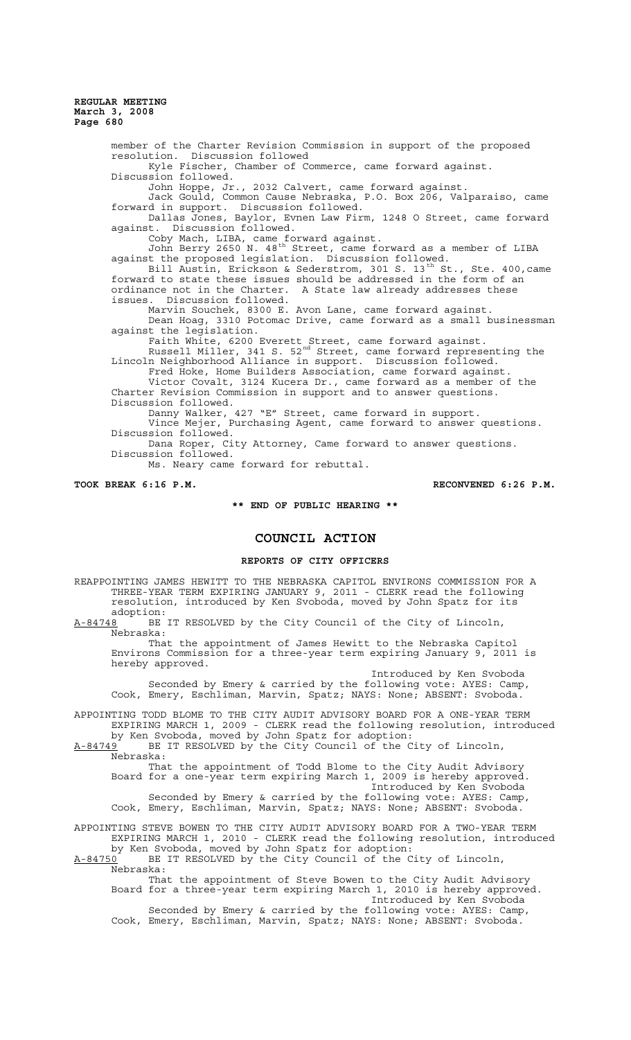member of the Charter Revision Commission in support of the proposed resolution. Discussion followed

Kyle Fischer, Chamber of Commerce, came forward against. Discussion followed.

John Hoppe, Jr., 2032 Calvert, came forward against.

Jack Gould, Common Cause Nebraska, P.O. Box 206, Valparaiso, came forward in support. Discussion followed.

Dallas Jones, Baylor, Evnen Law Firm, 1248 O Street, came forward against. Discussion followed.

Coby Mach, LIBA, came forward against.

John Berry 2650 N. 48th Street, came forward as a member of LIBA against the proposed legislation. Discussion followed.

Bill Austin, Erickson & Sederstrom, 301 S. 13th St., Ste. 400,came forward to state these issues should be addressed in the form of an ordinance not in the Charter. A State law already addresses these issues. Discussion followed.

Marvin Souchek, 8300 E. Avon Lane, came forward against.

Dean Hoag, 3310 Potomac Drive, came forward as a small businessman against the legislation.

Faith White, 6200 Everett Street, came forward against.

Russell Miller, 341 S. 52nd Street, came forward representing the Lincoln Neighborhood Alliance in support. Discussion followed.

Fred Hoke, Home Builders Association, came forward against.

Victor Covalt, 3124 Kucera Dr., came forward as a member of the Charter Revision Commission in support and to answer questions. Discussion followed.

Danny Walker, 427 "E" Street, came forward in support.

Vince Mejer, Purchasing Agent, came forward to answer questions. Discussion followed.

Dana Roper, City Attorney, Came forward to answer questions. Discussion followed.

Ms. Neary came forward for rebuttal.

**TOOK BREAK 6:16 P.M.** **RECONVENED 6:26 P.M.**

**\*\* END OF PUBLIC HEARING \*\***

# COUNCIL ACTION

## REPORTS OF CITY OFFICERS

REAPPOINTING JAMES HEWITT TO THE NEBRASKA CAPITOL ENVIRONS COMMISSION FOR A THREE-YEAR TERM EXPIRING JANUARY 9, 2011 - CLERK read the following resolution, introduced by Ken Svoboda, moved by John Spatz for its adoption:

A-84748 BE IT RESOLVED by the City Council of the City of Lincoln, Nebraska:

That the appointment of James Hewitt to the Nebraska Capitol Environs Commission for a three-year term expiring January 9, 2011 is hereby approved.

Introduced by Ken Svoboda

Seconded by Emery & carried by the following vote: AYES: Camp, Cook, Emery, Eschliman, Marvin, Spatz; NAYS: None; ABSENT: Svoboda.

APPOINTING TODD BLOME TO THE CITY AUDIT ADVISORY BOARD FOR A ONE-YEAR TERM EXPIRING MARCH 1, 2009 - CLERK read the following resolution, introduced by Ken Svoboda, moved by John Spatz for adoption:

A-84749 BE IT RESOLVED by the City Council of the City of Lincoln, Nebraska:

That the appointment of Todd Blome to the City Audit Advisory Board for a one-year term expiring March 1, 2009 is hereby approved.

Introduced by Ken Svoboda

Seconded by Emery & carried by the following vote: AYES: Camp, Cook, Emery, Eschliman, Marvin, Spatz; NAYS: None; ABSENT: Svoboda.

APPOINTING STEVE BOWEN TO THE CITY AUDIT ADVISORY BOARD FOR A TWO-YEAR TERM EXPIRING MARCH 1, 2010 - CLERK read the following resolution, introduced by Ken Svoboda, moved by John Spatz for adoption:

A-84750 BE IT RESOLVED by the City Council of the City of Lincoln, Nebraska:

That the appointment of Steve Bowen to the City Audit Advisory Board for a three-year term expiring March 1, 2010 is hereby approved.

Introduced by Ken Svoboda

Seconded by Emery & carried by the following vote: AYES: Camp, Cook, Emery, Eschliman, Marvin, Spatz; NAYS: None; ABSENT: Svoboda.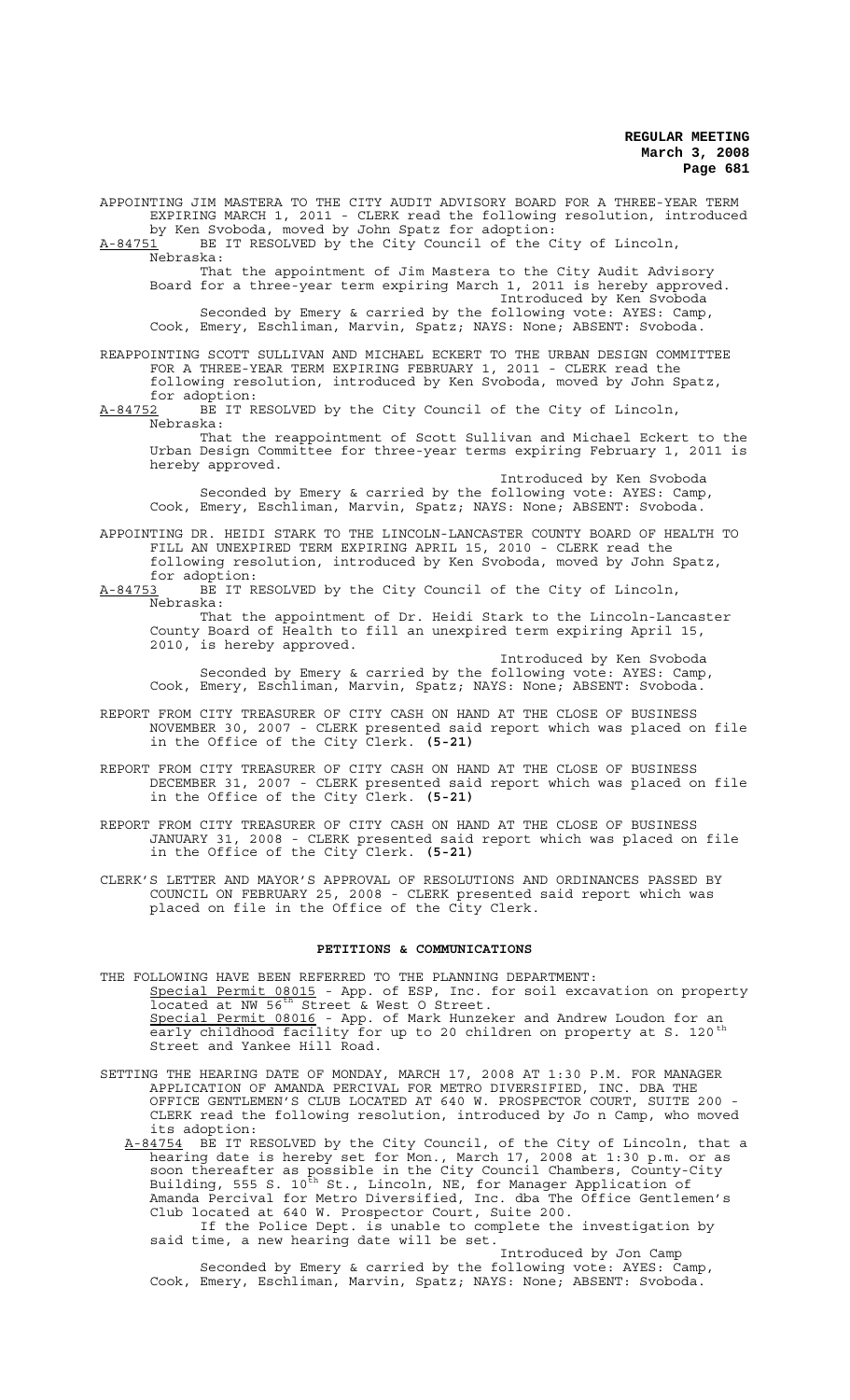APPOINTING JIM MASTERA TO THE CITY AUDIT ADVISORY BOARD FOR A THREE-YEAR TERM EXPIRING MARCH 1, 2011 - CLERK read the following resolution, introduced by Ken Svoboda, moved by John Spatz for adoption:

A-84751 BE IT RESOLVED by the City Council of the City of Lincoln, Nebraska:

That the appointment of Jim Mastera to the City Audit Advisory Board for a three-year term expiring March 1, 2011 is hereby approved.

Introduced by Ken Svoboda

Seconded by Emery & carried by the following vote: AYES: Camp, Cook, Emery, Eschliman, Marvin, Spatz; NAYS: None; ABSENT: Svoboda.

REAPPOINTING SCOTT SULLIVAN AND MICHAEL ECKERT TO THE URBAN DESIGN COMMITTEE FOR A THREE-YEAR TERM EXPIRING FEBRUARY 1, 2011 - CLERK read the following resolution, introduced by Ken Svoboda, moved by John Spatz, for adoption:

A-84752 BE IT RESOLVED by the City Council of the City of Lincoln, Nebraska:

That the reappointment of Scott Sullivan and Michael Eckert to the Urban Design Committee for three-year terms expiring February 1, 2011 is hereby approved.

Introduced by Ken Svoboda

Seconded by Emery & carried by the following vote: AYES: Camp, Cook, Emery, Eschliman, Marvin, Spatz; NAYS: None; ABSENT: Svoboda.

APPOINTING DR. HEIDI STARK TO THE LINCOLN-LANCASTER COUNTY BOARD OF HEALTH TO FILL AN UNEXPIRED TERM EXPIRING APRIL 15, 2010 - CLERK read the following resolution, introduced by Ken Svoboda, moved by John Spatz, for adoption:

A-84753 BE IT RESOLVED by the City Council of the City of Lincoln, Nebraska:

That the appointment of Dr. Heidi Stark to the Lincoln-Lancaster County Board of Health to fill an unexpired term expiring April 15, 2010, is hereby approved.

Introduced by Ken Svoboda

Seconded by Emery & carried by the following vote: AYES: Camp, Cook, Emery, Eschliman, Marvin, Spatz; NAYS: None; ABSENT: Svoboda.

REPORT FROM CITY TREASURER OF CITY CASH ON HAND AT THE CLOSE OF BUSINESS NOVEMBER 30, 2007 - CLERK presented said report which was placed on file in the Office of the City Clerk. **(5-21)**

REPORT FROM CITY TREASURER OF CITY CASH ON HAND AT THE CLOSE OF BUSINESS DECEMBER 31, 2007 - CLERK presented said report which was placed on file in the Office of the City Clerk. **(5-21)**

REPORT FROM CITY TREASURER OF CITY CASH ON HAND AT THE CLOSE OF BUSINESS JANUARY 31, 2008 - CLERK presented said report which was placed on file in the Office of the City Clerk. **(5-21)**

CLERK'S LETTER AND MAYOR'S APPROVAL OF RESOLUTIONS AND ORDINANCES PASSED BY COUNCIL ON FEBRUARY 25, 2008 - CLERK presented said report which was placed on file in the Office of the City Clerk.

## PETITIONS & COMMUNICATIONS

THE FOLLOWING HAVE BEEN REFERRED TO THE PLANNING DEPARTMENT:

Special Permit 08015 - App. of ESP, Inc. for soil excavation on property located at NW 56th Street & West O Street.

Special Permit 08016 - App. of Mark Hunzeker and Andrew Loudon for an early childhood facility for up to 20 children on property at S. 120th Street and Yankee Hill Road.

SETTING THE HEARING DATE OF MONDAY, MARCH 17, 2008 AT 1:30 P.M. FOR MANAGER APPLICATION OF AMANDA PERCIVAL FOR METRO DIVERSIFIED, INC. DBA THE OFFICE GENTLEMEN'S CLUB LOCATED AT 640 W. PROSPECTOR COURT, SUITE 200 - CLERK read the following resolution, introduced by Jo n Camp, who moved its adoption:

A-84754 BE IT RESOLVED by the City Council, of the City of Lincoln, that a hearing date is hereby set for Mon., March 17, 2008 at 1:30 p.m. or as soon thereafter as possible in the City Council Chambers, County-City Building, 555 S. 10th St., Lincoln, NE, for Manager Application of Amanda Percival for Metro Diversified, Inc. dba The Office Gentlemen's Club located at 640 W. Prospector Court, Suite 200.

If the Police Dept. is unable to complete the investigation by said time, a new hearing date will be set.

Introduced by Jon Camp

Seconded by Emery & carried by the following vote: AYES: Camp, Cook, Emery, Eschliman, Marvin, Spatz; NAYS: None; ABSENT: Svoboda.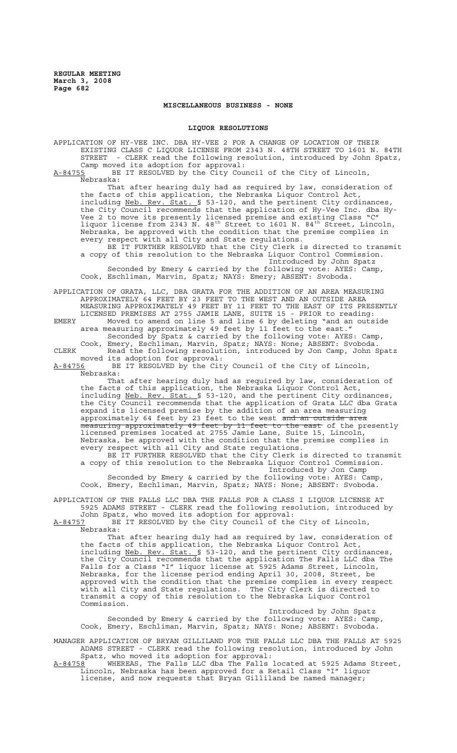## MISCELLANEOUS BUSINESS - NONE

## LIQUOR RESOLUTIONS

APPLICATION OF HY-VEE INC. DBA HY-VEE 2 FOR A CHANGE OF LOCATION OF THEIR EXISTING CLASS C LIQUOR LICENSE FROM 2343 N. 48TH STREET TO 1601 N. 84TH STREET - CLERK read the following resolution, introduced by John Spatz, Camp moved its adoption for approval:

A-84755 BE IT RESOLVED by the City Council of the City of Lincoln, Nebraska:

That after hearing duly had as required by law, consideration of the facts of this application, the Nebraska Liquor Control Act, including Neb. Rev. Stat. § 53-120, and the pertinent City ordinances, the City Council recommends that the application of Hy-Vee Inc. dba Hy-Vee 2 to move its presently licensed premise and existing Class "C" liquor license from 2343 N. 48th Street to 1601 N. 84th Street, Lincoln, Nebraska, be approved with the condition that the premise complies in every respect with all City and State regulations.

BE IT FURTHER RESOLVED that the City Clerk is directed to transmit a copy of this resolution to the Nebraska Liquor Control Commission.

Introduced by John Spatz

Seconded by Emery & carried by the following vote: AYES: Camp, Cook, Eschliman, Marvin, Spatz; NAYS: Emery; ABSENT: Svoboda.

APPLICATION OF GRATA, LLC, DBA GRATA FOR THE ADDITION OF AN AREA MEASURING APPROXIMATELY 64 FEET BY 23 FEET TO THE WEST AND AN OUTSIDE AREA MEASURING APPROXIMATELY 49 FEET BY 11 FEET TO THE EAST OF ITS PRESENTLY LICENSED PREMISES AT 2755 JAMIE LANE, SUITE 15 - PRIOR to reading:

EMERY Moved to amend on line 5 and line 6 by deleting "and an outside area measuring approximately 49 feet by 11 feet to the east."

Seconded by Spatz & carried by the following vote: AYES: Camp, Cook, Emery, Eschliman, Marvin, Spatz; NAYS: None; ABSENT: Svoboda.

CLERK Read the following resolution, introduced by Jon Camp, John Spatz moved its adoption for approval:

A-84756 BE IT RESOLVED by the City Council of the City of Lincoln, Nebraska:

That after hearing duly had as required by law, consideration of the facts of this application, the Nebraska Liquor Control Act, including Neb. Rev. Stat. § 53-120, and the pertinent City ordinances, the City Council recommends that the application of Grata LLC dba Grata expand its licensed premise by the addition of an area measuring approximately 64 feet by 23 feet to the west ~~and an outside area measuring approximately 49 feet by 11 feet to the east~~ of the presently licensed premises located at 2755 Jamie Lane, Suite 15, Lincoln, Nebraska, be approved with the condition that the premise complies in every respect with all City and State regulations.

BE IT FURTHER RESOLVED that the City Clerk is directed to transmit a copy of this resolution to the Nebraska Liquor Control Commission.

Introduced by Jon Camp

Seconded by Emery & carried by the following vote: AYES: Camp, Cook, Emery, Eschliman, Marvin, Spatz; NAYS: None; ABSENT: Svoboda.

APPLICATION OF THE FALLS LLC DBA THE FALLS FOR A CLASS I LIQUOR LICENSE AT 5925 ADAMS STREET - CLERK read the following resolution, introduced by John Spatz, who moved its adoption for approval:

A-84757 BE IT RESOLVED by the City Council of the City of Lincoln, Nebraska:

That after hearing duly had as required by law, consideration of the facts of this application, the Nebraska Liquor Control Act, including Neb. Rev. Stat. § 53-120, and the pertinent City ordinances, the City Council recommends that the application The Falls LLC dba The Falls for a Class "I" liquor license at 5925 Adams Street, Lincoln, Nebraska, for the license period ending April 30, 2008, Street, be approved with the condition that the premise complies in every respect with all City and State regulations. The City Clerk is directed to transmit a copy of this resolution to the Nebraska Liquor Control Commission.

Introduced by John Spatz

Seconded by Emery & carried by the following vote: AYES: Camp, Cook, Emery, Eschliman, Marvin, Spatz; NAYS: None; ABSENT: Svoboda.

MANAGER APPLICATION OF BRYAN GILLILAND FOR THE FALLS LLC DBA THE FALLS AT 5925 ADAMS STREET - CLERK read the following resolution, introduced by John Spatz, who moved its adoption for approval:

A-84758 WHEREAS, The Falls LLC dba The Falls located at 5925 Adams Street, Lincoln, Nebraska has been approved for a Retail Class "I" liquor license, and now requests that Bryan Gilliland be named manager;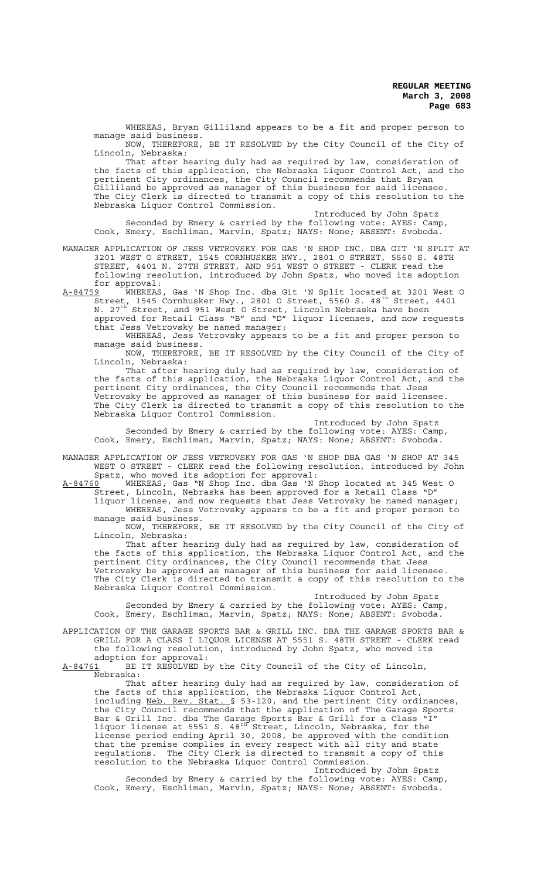WHEREAS, Bryan Gilliland appears to be a fit and proper person to manage said business.

NOW, THEREFORE, BE IT RESOLVED by the City Council of the City of Lincoln, Nebraska:

That after hearing duly had as required by law, consideration of the facts of this application, the Nebraska Liquor Control Act, and the pertinent City ordinances, the City Council recommends that Bryan Gilliland be approved as manager of this business for said licensee. The City Clerk is directed to transmit a copy of this resolution to the Nebraska Liquor Control Commission.

Introduced by John Spatz

Seconded by Emery & carried by the following vote: AYES: Camp, Cook, Emery, Eschliman, Marvin, Spatz; NAYS: None; ABSENT: Svoboda.

MANAGER APPLICATION OF JESS VETROVSKY FOR GAS 'N SHOP INC. DBA GIT 'N SPLIT AT 3201 WEST O STREET, 1545 CORNHUSKER HWY., 2801 O STREET, 5560 S. 48TH STREET, 4401 N. 27TH STREET, AND 951 WEST O STREET - CLERK read the following resolution, introduced by John Spatz, who moved its adoption for approval:

<u>A-84759</u> WHEREAS, Gas 'N Shop Inc. dba Git 'N Split located at 3201 West O Street, 1545 Cornhusker Hwy., 2801 O Street, 5560 S. 48th Street, 4401 N. 27th Street, and 951 West O Street, Lincoln Nebraska have been approved for Retail Class "B" and "D" liquor licenses, and now requests that Jess Vetrovsky be named manager;

WHEREAS, Jess Vetrovsky appears to be a fit and proper person to manage said business.

NOW, THEREFORE, BE IT RESOLVED by the City Council of the City of Lincoln, Nebraska:

That after hearing duly had as required by law, consideration of the facts of this application, the Nebraska Liquor Control Act, and the pertinent City ordinances, the City Council recommends that Jess Vetrovsky be approved as manager of this business for said licensee. The City Clerk is directed to transmit a copy of this resolution to the Nebraska Liquor Control Commission.

Introduced by John Spatz

Seconded by Emery & carried by the following vote: AYES: Camp, Cook, Emery, Eschliman, Marvin, Spatz; NAYS: None; ABSENT: Svoboda.

MANAGER APPLICATION OF JESS VETROVSKY FOR GAS 'N SHOP DBA GAS 'N SHOP AT 345 WEST O STREET - CLERK read the following resolution, introduced by John Spatz, who moved its adoption for approval:

<u>A-84760</u> WHEREAS, Gas "N Shop Inc. dba Gas 'N Shop located at 345 West O Street, Lincoln, Nebraska has been approved for a Retail Class "D" liquor license, and now requests that Jess Vetrovsky be named manager;

WHEREAS, Jess Vetrovsky appears to be a fit and proper person to manage said business.

NOW, THEREFORE, BE IT RESOLVED by the City Council of the City of Lincoln, Nebraska:

That after hearing duly had as required by law, consideration of the facts of this application, the Nebraska Liquor Control Act, and the pertinent City ordinances, the City Council recommends that Jess Vetrovsky be approved as manager of this business for said licensee. The City Clerk is directed to transmit a copy of this resolution to the Nebraska Liquor Control Commission.

Introduced by John Spatz

Seconded by Emery & carried by the following vote: AYES: Camp, Cook, Emery, Eschliman, Marvin, Spatz; NAYS: None; ABSENT: Svoboda.

APPLICATION OF THE GARAGE SPORTS BAR & GRILL INC. DBA THE GARAGE SPORTS BAR & GRILL FOR A CLASS I LIQUOR LICENSE AT 5551 S. 48TH STREET - CLERK read the following resolution, introduced by John Spatz, who moved its adoption for approval:

<u>A-84761</u> BE IT RESOLVED by the City Council of the City of Lincoln, Nebraska:

That after hearing duly had as required by law, consideration of the facts of this application, the Nebraska Liquor Control Act, including <u>Neb. Rev. Stat.</u> § 53-120, and the pertinent City ordinances, the City Council recommends that the application of The Garage Sports Bar & Grill Inc. dba The Garage Sports Bar & Grill for a Class "I" liquor license at 5551 S. 48th Street, Lincoln, Nebraska, for the license period ending April 30, 2008, be approved with the condition that the premise complies in every respect with all city and state regulations. The City Clerk is directed to transmit a copy of this resolution to the Nebraska Liquor Control Commission.

Introduced by John Spatz

Seconded by Emery & carried by the following vote: AYES: Camp, Cook, Emery, Eschliman, Marvin, Spatz; NAYS: None; ABSENT: Svoboda.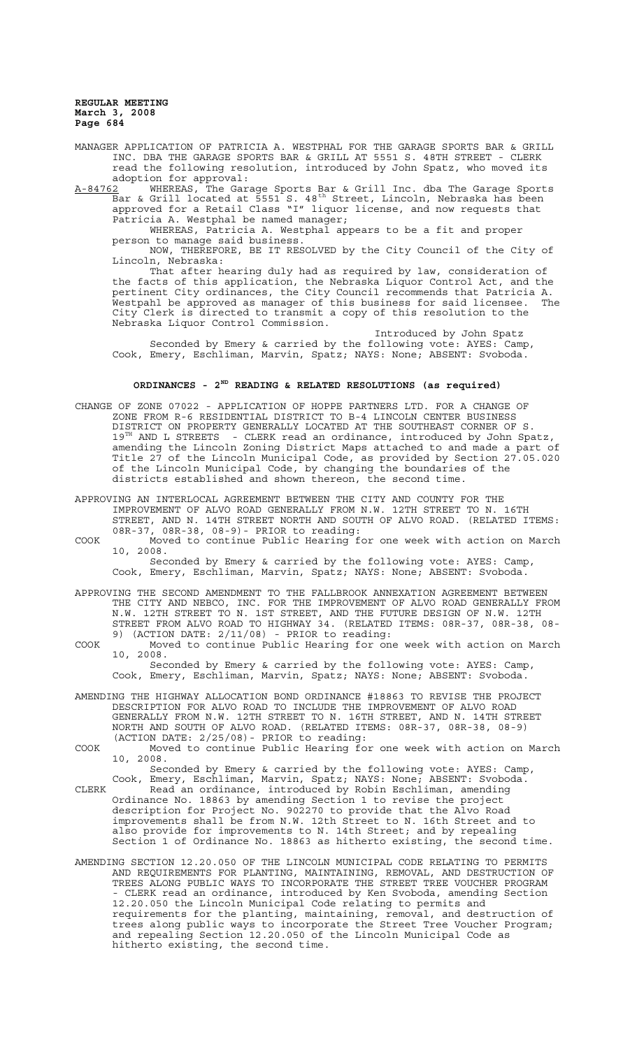MANAGER APPLICATION OF PATRICIA A. WESTPHAL FOR THE GARAGE SPORTS BAR & GRILL INC. DBA THE GARAGE SPORTS BAR & GRILL AT 5551 S. 48TH STREET - CLERK read the following resolution, introduced by John Spatz, who moved its adoption for approval:

A-84762 WHEREAS, The Garage Sports Bar & Grill Inc. dba The Garage Sports Bar & Grill located at 5551 S. 48th Street, Lincoln, Nebraska has been approved for a Retail Class "I" liquor license, and now requests that Patricia A. Westphal be named manager;

WHEREAS, Patricia A. Westphal appears to be a fit and proper person to manage said business.

NOW, THEREFORE, BE IT RESOLVED by the City Council of the City of Lincoln, Nebraska:

That after hearing duly had as required by law, consideration of the facts of this application, the Nebraska Liquor Control Act, and the pertinent City ordinances, the City Council recommends that Patricia A. Westpahl be approved as manager of this business for said licensee. The City Clerk is directed to transmit a copy of this resolution to the Nebraska Liquor Control Commission.

Introduced by John Spatz

Seconded by Emery & carried by the following vote: AYES: Camp, Cook, Emery, Eschliman, Marvin, Spatz; NAYS: None; ABSENT: Svoboda.

## ORDINANCES - 2ND READING & RELATED RESOLUTIONS (as required)

CHANGE OF ZONE 07022 - APPLICATION OF HOPPE PARTNERS LTD. FOR A CHANGE OF ZONE FROM R-6 RESIDENTIAL DISTRICT TO B-4 LINCOLN CENTER BUSINESS DISTRICT ON PROPERTY GENERALLY LOCATED AT THE SOUTHEAST CORNER OF S. 19TH AND L STREETS - CLERK read an ordinance, introduced by John Spatz, amending the Lincoln Zoning District Maps attached to and made a part of Title 27 of the Lincoln Municipal Code, as provided by Section 27.05.020 of the Lincoln Municipal Code, by changing the boundaries of the districts established and shown thereon, the second time.

APPROVING AN INTERLOCAL AGREEMENT BETWEEN THE CITY AND COUNTY FOR THE IMPROVEMENT OF ALVO ROAD GENERALLY FROM N.W. 12TH STREET TO N. 16TH STREET, AND N. 14TH STREET NORTH AND SOUTH OF ALVO ROAD. (RELATED ITEMS: 08R-37, 08R-38, 08-9)- PRIOR to reading:

COOK Moved to continue Public Hearing for one week with action on March 10, 2008.

Seconded by Emery & carried by the following vote: AYES: Camp, Cook, Emery, Eschliman, Marvin, Spatz; NAYS: None; ABSENT: Svoboda.

APPROVING THE SECOND AMENDMENT TO THE FALLBROOK ANNEXATION AGREEMENT BETWEEN THE CITY AND NEBCO, INC. FOR THE IMPROVEMENT OF ALVO ROAD GENERALLY FROM N.W. 12TH STREET TO N. 1ST STREET, AND THE FUTURE DESIGN OF N.W. 12TH STREET FROM ALVO ROAD TO HIGHWAY 34. (RELATED ITEMS: 08R-37, 08R-38, 08-9) (ACTION DATE: 2/11/08) - PRIOR to reading:

COOK Moved to continue Public Hearing for one week with action on March 10, 2008.

Seconded by Emery & carried by the following vote: AYES: Camp, Cook, Emery, Eschliman, Marvin, Spatz; NAYS: None; ABSENT: Svoboda.

AMENDING THE HIGHWAY ALLOCATION BOND ORDINANCE #18863 TO REVISE THE PROJECT DESCRIPTION FOR ALVO ROAD TO INCLUDE THE IMPROVEMENT OF ALVO ROAD GENERALLY FROM N.W. 12TH STREET TO N. 16TH STREET, AND N. 14TH STREET NORTH AND SOUTH OF ALVO ROAD. (RELATED ITEMS: 08R-37, 08R-38, 08-9) (ACTION DATE: 2/25/08)- PRIOR to reading:

COOK Moved to continue Public Hearing for one week with action on March 10, 2008.

Seconded by Emery & carried by the following vote: AYES: Camp, Cook, Emery, Eschliman, Marvin, Spatz; NAYS: None; ABSENT: Svoboda.

CLERK Read an ordinance, introduced by Robin Eschliman, amending Ordinance No. 18863 by amending Section 1 to revise the project description for Project No. 902270 to provide that the Alvo Road improvements shall be from N.W. 12th Street to N. 16th Street and to also provide for improvements to N. 14th Street; and by repealing Section 1 of Ordinance No. 18863 as hitherto existing, the second time.

AMENDING SECTION 12.20.050 OF THE LINCOLN MUNICIPAL CODE RELATING TO PERMITS AND REQUIREMENTS FOR PLANTING, MAINTAINING, REMOVAL, AND DESTRUCTION OF TREES ALONG PUBLIC WAYS TO INCORPORATE THE STREET TREE VOUCHER PROGRAM - CLERK read an ordinance, introduced by Ken Svoboda, amending Section 12.20.050 the Lincoln Municipal Code relating to permits and requirements for the planting, maintaining, removal, and destruction of trees along public ways to incorporate the Street Tree Voucher Program; and repealing Section 12.20.050 of the Lincoln Municipal Code as hitherto existing, the second time.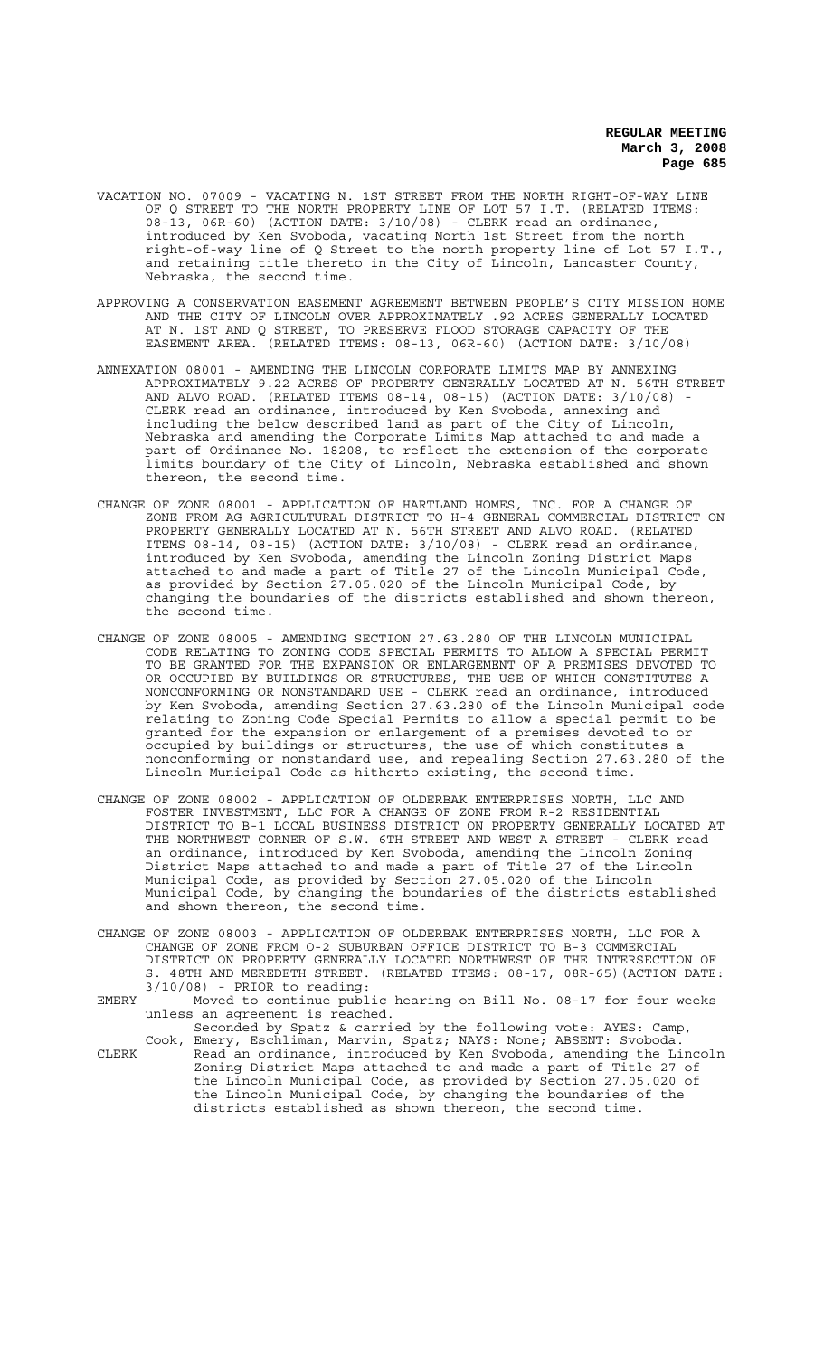VACATION NO. 07009 - VACATING N. 1ST STREET FROM THE NORTH RIGHT-OF-WAY LINE OF Q STREET TO THE NORTH PROPERTY LINE OF LOT 57 I.T. (RELATED ITEMS: 08-13, 06R-60) (ACTION DATE: 3/10/08) - CLERK read an ordinance, introduced by Ken Svoboda, vacating North 1st Street from the north right-of-way line of Q Street to the north property line of Lot 57 I.T., and retaining title thereto in the City of Lincoln, Lancaster County, Nebraska, the second time.

APPROVING A CONSERVATION EASEMENT AGREEMENT BETWEEN PEOPLE'S CITY MISSION HOME AND THE CITY OF LINCOLN OVER APPROXIMATELY .92 ACRES GENERALLY LOCATED AT N. 1ST AND Q STREET, TO PRESERVE FLOOD STORAGE CAPACITY OF THE EASEMENT AREA. (RELATED ITEMS: 08-13, 06R-60) (ACTION DATE: 3/10/08)

ANNEXATION 08001 - AMENDING THE LINCOLN CORPORATE LIMITS MAP BY ANNEXING APPROXIMATELY 9.22 ACRES OF PROPERTY GENERALLY LOCATED AT N. 56TH STREET AND ALVO ROAD. (RELATED ITEMS 08-14, 08-15) (ACTION DATE: 3/10/08) - CLERK read an ordinance, introduced by Ken Svoboda, annexing and including the below described land as part of the City of Lincoln, Nebraska and amending the Corporate Limits Map attached to and made a part of Ordinance No. 18208, to reflect the extension of the corporate limits boundary of the City of Lincoln, Nebraska established and shown thereon, the second time.

CHANGE OF ZONE 08001 - APPLICATION OF HARTLAND HOMES, INC. FOR A CHANGE OF ZONE FROM AG AGRICULTURAL DISTRICT TO H-4 GENERAL COMMERCIAL DISTRICT ON PROPERTY GENERALLY LOCATED AT N. 56TH STREET AND ALVO ROAD. (RELATED ITEMS 08-14, 08-15) (ACTION DATE: 3/10/08) - CLERK read an ordinance, introduced by Ken Svoboda, amending the Lincoln Zoning District Maps attached to and made a part of Title 27 of the Lincoln Municipal Code, as provided by Section 27.05.020 of the Lincoln Municipal Code, by changing the boundaries of the districts established and shown thereon, the second time.

CHANGE OF ZONE 08005 - AMENDING SECTION 27.63.280 OF THE LINCOLN MUNICIPAL CODE RELATING TO ZONING CODE SPECIAL PERMITS TO ALLOW A SPECIAL PERMIT TO BE GRANTED FOR THE EXPANSION OR ENLARGEMENT OF A PREMISES DEVOTED TO OR OCCUPIED BY BUILDINGS OR STRUCTURES, THE USE OF WHICH CONSTITUTES A NONCONFORMING OR NONSTANDARD USE - CLERK read an ordinance, introduced by Ken Svoboda, amending Section 27.63.280 of the Lincoln Municipal code relating to Zoning Code Special Permits to allow a special permit to be granted for the expansion or enlargement of a premises devoted to or occupied by buildings or structures, the use of which constitutes a nonconforming or nonstandard use, and repealing Section 27.63.280 of the Lincoln Municipal Code as hitherto existing, the second time.

CHANGE OF ZONE 08002 - APPLICATION OF OLDERBAK ENTERPRISES NORTH, LLC AND FOSTER INVESTMENT, LLC FOR A CHANGE OF ZONE FROM R-2 RESIDENTIAL DISTRICT TO B-1 LOCAL BUSINESS DISTRICT ON PROPERTY GENERALLY LOCATED AT THE NORTHWEST CORNER OF S.W. 6TH STREET AND WEST A STREET - CLERK read an ordinance, introduced by Ken Svoboda, amending the Lincoln Zoning District Maps attached to and made a part of Title 27 of the Lincoln Municipal Code, as provided by Section 27.05.020 of the Lincoln Municipal Code, by changing the boundaries of the districts established and shown thereon, the second time.

CHANGE OF ZONE 08003 - APPLICATION OF OLDERBAK ENTERPRISES NORTH, LLC FOR A CHANGE OF ZONE FROM O-2 SUBURBAN OFFICE DISTRICT TO B-3 COMMERCIAL DISTRICT ON PROPERTY GENERALLY LOCATED NORTHWEST OF THE INTERSECTION OF S. 48TH AND MEREDETH STREET. (RELATED ITEMS: 08-17, 08R-65)(ACTION DATE: 3/10/08) - PRIOR to reading:

EMERY Moved to continue public hearing on Bill No. 08-17 for four weeks unless an agreement is reached.

Seconded by Spatz & carried by the following vote: AYES: Camp, Cook, Emery, Eschliman, Marvin, Spatz; NAYS: None; ABSENT: Svoboda.

CLERK Read an ordinance, introduced by Ken Svoboda, amending the Lincoln Zoning District Maps attached to and made a part of Title 27 of the Lincoln Municipal Code, as provided by Section 27.05.020 of the Lincoln Municipal Code, by changing the boundaries of the districts established as shown thereon, the second time.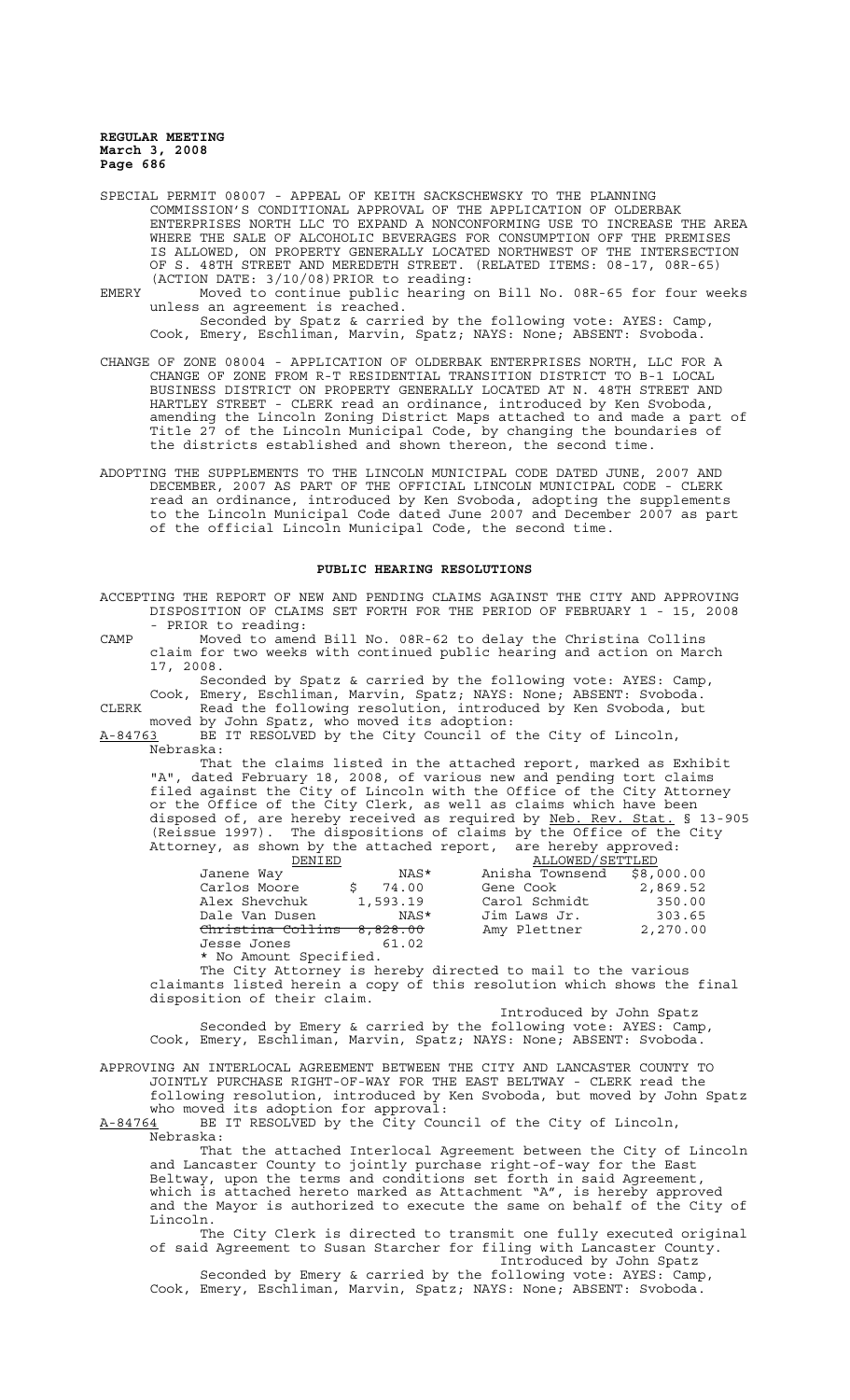SPECIAL PERMIT 08007 - APPEAL OF KEITH SACKSCHEWSKY TO THE PLANNING COMMISSION'S CONDITIONAL APPROVAL OF THE APPLICATION OF OLDERBAK ENTERPRISES NORTH LLC TO EXPAND A NONCONFORMING USE TO INCREASE THE AREA WHERE THE SALE OF ALCOHOLIC BEVERAGES FOR CONSUMPTION OFF THE PREMISES IS ALLOWED, ON PROPERTY GENERALLY LOCATED NORTHWEST OF THE INTERSECTION OF S. 48TH STREET AND MEREDETH STREET. (RELATED ITEMS: 08-17, 08R-65) (ACTION DATE: 3/10/08)PRIOR to reading:

EMERY Moved to continue public hearing on Bill No. 08R-65 for four weeks unless an agreement is reached.

Seconded by Spatz & carried by the following vote: AYES: Camp, Cook, Emery, Eschliman, Marvin, Spatz; NAYS: None; ABSENT: Svoboda.

CHANGE OF ZONE 08004 - APPLICATION OF OLDERBAK ENTERPRISES NORTH, LLC FOR A CHANGE OF ZONE FROM R-T RESIDENTIAL TRANSITION DISTRICT TO B-1 LOCAL BUSINESS DISTRICT ON PROPERTY GENERALLY LOCATED AT N. 48TH STREET AND HARTLEY STREET - CLERK read an ordinance, introduced by Ken Svoboda, amending the Lincoln Zoning District Maps attached to and made a part of Title 27 of the Lincoln Municipal Code, by changing the boundaries of the districts established and shown thereon, the second time.

ADOPTING THE SUPPLEMENTS TO THE LINCOLN MUNICIPAL CODE DATED JUNE, 2007 AND DECEMBER, 2007 AS PART OF THE OFFICIAL LINCOLN MUNICIPAL CODE - CLERK read an ordinance, introduced by Ken Svoboda, adopting the supplements to the Lincoln Municipal Code dated June 2007 and December 2007 as part of the official Lincoln Municipal Code, the second time.

## PUBLIC HEARING RESOLUTIONS

ACCEPTING THE REPORT OF NEW AND PENDING CLAIMS AGAINST THE CITY AND APPROVING DISPOSITION OF CLAIMS SET FORTH FOR THE PERIOD OF FEBRUARY 1 - 15, 2008 - PRIOR to reading:

CAMP Moved to amend Bill No. 08R-62 to delay the Christina Collins claim for two weeks with continued public hearing and action on March 17, 2008.

Seconded by Spatz & carried by the following vote: AYES: Camp, Cook, Emery, Eschliman, Marvin, Spatz; NAYS: None; ABSENT: Svoboda.

CLERK Read the following resolution, introduced by Ken Svoboda, but moved by John Spatz, who moved its adoption:

A-84763 BE IT RESOLVED by the City Council of the City of Lincoln, Nebraska:

That the claims listed in the attached report, marked as Exhibit "A", dated February 18, 2008, of various new and pending tort claims filed against the City of Lincoln with the Office of the City Attorney or the Office of the City Clerk, as well as claims which have been disposed of, are hereby received as required by Neb. Rev. Stat. § 13-905 (Reissue 1997). The dispositions of claims by the Office of the City Attorney, as shown by the attached report, are hereby approved:

| DENIED | | ALLOWED/SETTLED | |
|---|---|---|---|
| Janene Way | NAS* | Anisha Townsend | $8,000.00 |
| Carlos Moore | $ 74.00 | Gene Cook | 2,869.52 |
| Alex Shevchuk | 1,593.19 | Carol Schmidt | 350.00 |
| Dale Van Dusen | NAS* | Jim Laws Jr. | 303.65 |
| ~~Christina Collins~~ | ~~8,828.00~~ | Amy Plettner | 2,270.00 |
| Jesse Jones | 61.02 | | |

\* No Amount Specified.

The City Attorney is hereby directed to mail to the various claimants listed herein a copy of this resolution which shows the final disposition of their claim.

Introduced by John Spatz

Seconded by Emery & carried by the following vote: AYES: Camp, Cook, Emery, Eschliman, Marvin, Spatz; NAYS: None; ABSENT: Svoboda.

APPROVING AN INTERLOCAL AGREEMENT BETWEEN THE CITY AND LANCASTER COUNTY TO JOINTLY PURCHASE RIGHT-OF-WAY FOR THE EAST BELTWAY - CLERK read the following resolution, introduced by Ken Svoboda, but moved by John Spatz who moved its adoption for approval:

A-84764 BE IT RESOLVED by the City Council of the City of Lincoln, Nebraska:

That the attached Interlocal Agreement between the City of Lincoln and Lancaster County to jointly purchase right-of-way for the East Beltway, upon the terms and conditions set forth in said Agreement, which is attached hereto marked as Attachment "A", is hereby approved and the Mayor is authorized to execute the same on behalf of the City of Lincoln.

The City Clerk is directed to transmit one fully executed original of said Agreement to Susan Starcher for filing with Lancaster County.

Introduced by John Spatz

Seconded by Emery & carried by the following vote: AYES: Camp, Cook, Emery, Eschliman, Marvin, Spatz; NAYS: None; ABSENT: Svoboda.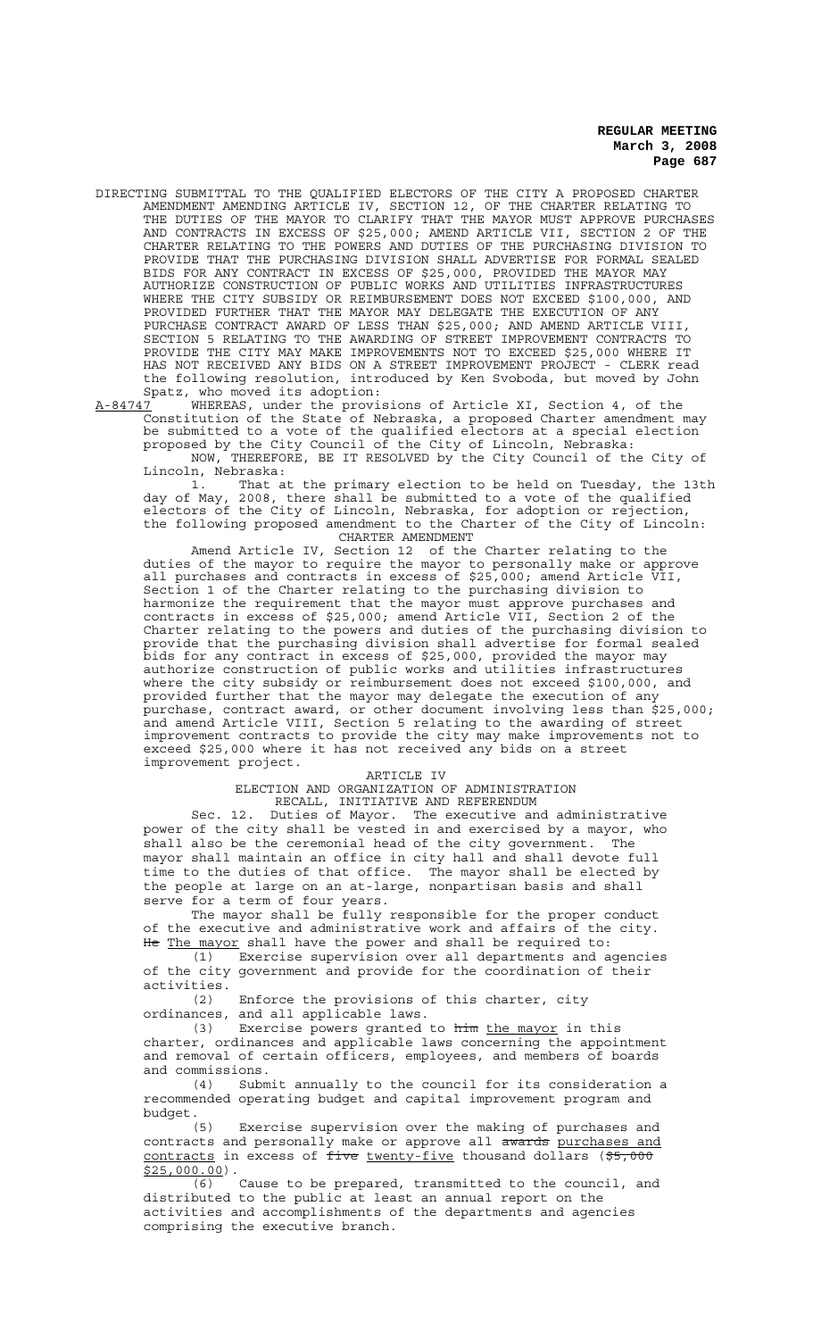DIRECTING SUBMITTAL TO THE QUALIFIED ELECTORS OF THE CITY A PROPOSED CHARTER AMENDMENT AMENDING ARTICLE IV, SECTION 12, OF THE CHARTER RELATING TO THE DUTIES OF THE MAYOR TO CLARIFY THAT THE MAYOR MUST APPROVE PURCHASES AND CONTRACTS IN EXCESS OF $25,000; AMEND ARTICLE VII, SECTION 2 OF THE CHARTER RELATING TO THE POWERS AND DUTIES OF THE PURCHASING DIVISION TO PROVIDE THAT THE PURCHASING DIVISION SHALL ADVERTISE FOR FORMAL SEALED BIDS FOR ANY CONTRACT IN EXCESS OF $25,000, PROVIDED THE MAYOR MAY AUTHORIZE CONSTRUCTION OF PUBLIC WORKS AND UTILITIES INFRASTRUCTURES WHERE THE CITY SUBSIDY OR REIMBURSEMENT DOES NOT EXCEED $100,000, AND PROVIDED FURTHER THAT THE MAYOR MAY DELEGATE THE EXECUTION OF ANY PURCHASE CONTRACT AWARD OF LESS THAN $25,000; AND AMEND ARTICLE VIII, SECTION 5 RELATING TO THE AWARDING OF STREET IMPROVEMENT CONTRACTS TO PROVIDE THE CITY MAY MAKE IMPROVEMENTS NOT TO EXCEED $25,000 WHERE IT HAS NOT RECEIVED ANY BIDS ON A STREET IMPROVEMENT PROJECT - CLERK read the following resolution, introduced by Ken Svoboda, but moved by John Spatz, who moved its adoption:

A-84747 WHEREAS, under the provisions of Article XI, Section 4, of the Constitution of the State of Nebraska, a proposed Charter amendment may be submitted to a vote of the qualified electors at a special election proposed by the City Council of the City of Lincoln, Nebraska:

NOW, THEREFORE, BE IT RESOLVED by the City Council of the City of Lincoln, Nebraska:

1. That at the primary election to be held on Tuesday, the 13th day of May, 2008, there shall be submitted to a vote of the qualified electors of the City of Lincoln, Nebraska, for adoption or rejection, the following proposed amendment to the Charter of the City of Lincoln:

CHARTER AMENDMENT

Amend Article IV, Section 12 of the Charter relating to the duties of the mayor to require the mayor to personally make or approve all purchases and contracts in excess of $25,000; amend Article VII, Section 1 of the Charter relating to the purchasing division to harmonize the requirement that the mayor must approve purchases and contracts in excess of $25,000; amend Article VII, Section 2 of the Charter relating to the powers and duties of the purchasing division to provide that the purchasing division shall advertise for formal sealed bids for any contract in excess of $25,000, provided the mayor may authorize construction of public works and utilities infrastructures where the city subsidy or reimbursement does not exceed $100,000, and provided further that the mayor may delegate the execution of any purchase, contract award, or other document involving less than $25,000; and amend Article VIII, Section 5 relating to the awarding of street improvement contracts to provide the city may make improvements not to exceed $25,000 where it has not received any bids on a street improvement project.

ARTICLE IV
ELECTION AND ORGANIZATION OF ADMINISTRATION
RECALL, INITIATIVE AND REFERENDUM

Sec. 12. Duties of Mayor. The executive and administrative power of the city shall be vested in and exercised by a mayor, who shall also be the ceremonial head of the city government. The mayor shall maintain an office in city hall and shall devote full time to the duties of that office. The mayor shall be elected by the people at large on an at-large, nonpartisan basis and shall serve for a term of four years.

The mayor shall be fully responsible for the proper conduct of the executive and administrative work and affairs of the city. ~~He~~ The mayor shall have the power and shall be required to:

(1) Exercise supervision over all departments and agencies of the city government and provide for the coordination of their activities.

(2) Enforce the provisions of this charter, city ordinances, and all applicable laws.

(3) Exercise powers granted to ~~him~~ the mayor in this charter, ordinances and applicable laws concerning the appointment and removal of certain officers, employees, and members of boards and commissions.

(4) Submit annually to the council for its consideration a recommended operating budget and capital improvement program and budget.

(5) Exercise supervision over the making of purchases and contracts and personally make or approve all ~~awards~~ purchases and contracts in excess of ~~five~~ twenty-five thousand dollars (~~$5,000~~ $25,000.00).

(6) Cause to be prepared, transmitted to the council, and distributed to the public at least an annual report on the activities and accomplishments of the departments and agencies comprising the executive branch.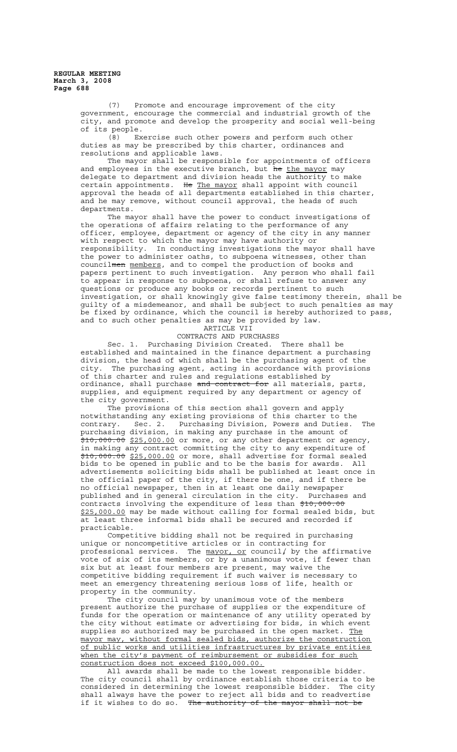(7) Promote and encourage improvement of the city government, encourage the commercial and industrial growth of the city, and promote and develop the prosperity and social well-being of its people.

(8) Exercise such other powers and perform such other duties as may be prescribed by this charter, ordinances and resolutions and applicable laws.

The mayor shall be responsible for appointments of officers and employees in the executive branch, but ~~he~~ the mayor may delegate to department and division heads the authority to make certain appointments. ~~He~~ The mayor shall appoint with council approval the heads of all departments established in this charter, and he may remove, without council approval, the heads of such departments.

The mayor shall have the power to conduct investigations of the operations of affairs relating to the performance of any officer, employee, department or agency of the city in any manner with respect to which the mayor may have authority or responsibility. In conducting investigations the mayor shall have the power to administer oaths, to subpoena witnesses, other than council~~men~~ members, and to compel the production of books and papers pertinent to such investigation. Any person who shall fail to appear in response to subpoena, or shall refuse to answer any questions or produce any books or records pertinent to such investigation, or shall knowingly give false testimony therein, shall be guilty of a misdemeanor, and shall be subject to such penalties as may be fixed by ordinance, which the council is hereby authorized to pass, and to such other penalties as may be provided by law.

ARTICLE VII

CONTRACTS AND PURCHASES

Sec. 1. Purchasing Division Created. There shall be established and maintained in the finance department a purchasing division, the head of which shall be the purchasing agent of the city. The purchasing agent, acting in accordance with provisions of this charter and rules and regulations established by ordinance, shall purchase ~~and contract for~~ all materials, parts, supplies, and equipment required by any department or agency of the city government.

The provisions of this section shall govern and apply notwithstanding any existing provisions of this charter to the contrary. Sec. 2. Purchasing Division, Powers and Duties. The purchasing division, in making any purchase in the amount of ~~$10,000.00~~ $25,000.00 or more, or any other department or agency, in making any contract committing the city to any expenditure of ~~$10,000.00~~ $25,000.00 or more, shall advertise for formal sealed bids to be opened in public and to be the basis for awards. All advertisements soliciting bids shall be published at least once in the official paper of the city, if there be one, and if there be no official newspaper, then in at least one daily newspaper published and in general circulation in the city. Purchases and contracts involving the expenditure of less than ~~$10,000.00~~ $25,000.00 may be made without calling for formal sealed bids, but at least three informal bids shall be secured and recorded if practicable.

Competitive bidding shall not be required in purchasing unique or noncompetitive articles or in contracting for professional services. The mayor, or council~~,~~ by the affirmative vote of six of its members, or by a unanimous vote, if fewer than six but at least four members are present, may waive the competitive bidding requirement if such waiver is necessary to meet an emergency threatening serious loss of life, health or property in the community.

The city council may by unanimous vote of the members present authorize the purchase of supplies or the expenditure of funds for the operation or maintenance of any utility operated by the city without estimate or advertising for bids, in which event supplies so authorized may be purchased in the open market. The mayor may, without formal sealed bids, authorize the construction of public works and utilities infrastructures by private entities when the city's payment of reimbursement or subsidies for such construction does not exceed $100,000.00.

All awards shall be made to the lowest responsible bidder. The city council shall by ordinance establish those criteria to be considered in determining the lowest responsible bidder. The city shall always have the power to reject all bids and to readvertise if it wishes to do so. ~~The authority of the mayor shall not be~~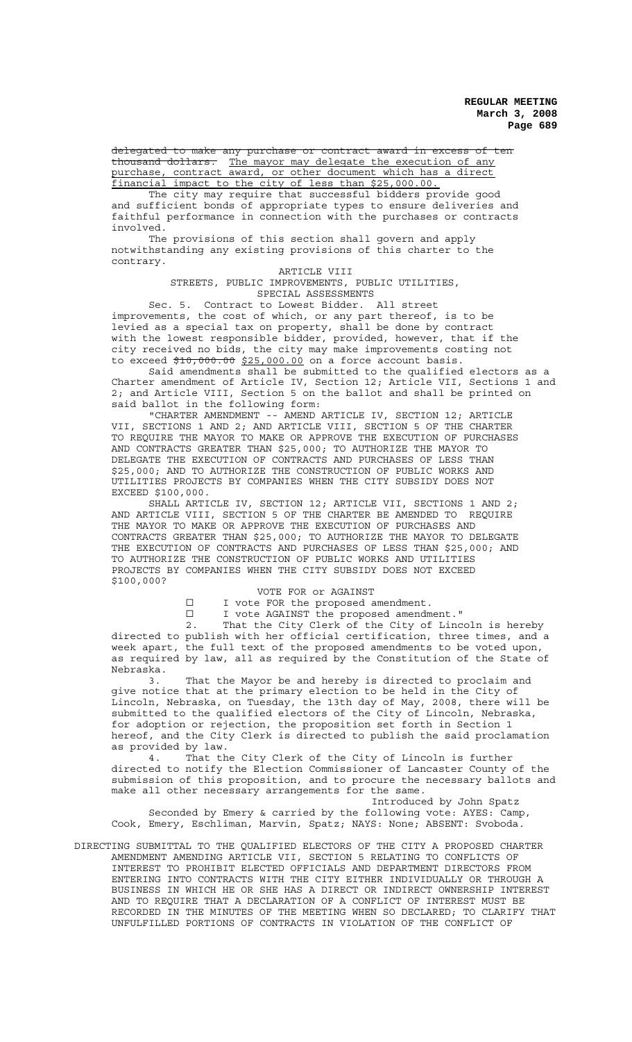~~delegated to make any purchase or contract award in excess of ten thousand dollars.~~ The mayor may delegate the execution of any purchase, contract award, or other document which has a direct financial impact to the city of less than $25,000.00.

The city may require that successful bidders provide good and sufficient bonds of appropriate types to ensure deliveries and faithful performance in connection with the purchases or contracts involved.

The provisions of this section shall govern and apply notwithstanding any existing provisions of this charter to the contrary.

ARTICLE VIII

STREETS, PUBLIC IMPROVEMENTS, PUBLIC UTILITIES, SPECIAL ASSESSMENTS

Sec. 5. Contract to Lowest Bidder. All street improvements, the cost of which, or any part thereof, is to be levied as a special tax on property, shall be done by contract with the lowest responsible bidder, provided, however, that if the city received no bids, the city may make improvements costing not to exceed ~~$10,000.00~~ $25,000.00 on a force account basis.

Said amendments shall be submitted to the qualified electors as a Charter amendment of Article IV, Section 12; Article VII, Sections 1 and 2; and Article VIII, Section 5 on the ballot and shall be printed on said ballot in the following form:

"CHARTER AMENDMENT -- AMEND ARTICLE IV, SECTION 12; ARTICLE VII, SECTIONS 1 AND 2; AND ARTICLE VIII, SECTION 5 OF THE CHARTER TO REQUIRE THE MAYOR TO MAKE OR APPROVE THE EXECUTION OF PURCHASES AND CONTRACTS GREATER THAN $25,000; TO AUTHORIZE THE MAYOR TO DELEGATE THE EXECUTION OF CONTRACTS AND PURCHASES OF LESS THAN $25,000; AND TO AUTHORIZE THE CONSTRUCTION OF PUBLIC WORKS AND UTILITIES PROJECTS BY COMPANIES WHEN THE CITY SUBSIDY DOES NOT EXCEED $100,000.

SHALL ARTICLE IV, SECTION 12; ARTICLE VII, SECTIONS 1 AND 2; AND ARTICLE VIII, SECTION 5 OF THE CHARTER BE AMENDED TO REQUIRE THE MAYOR TO MAKE OR APPROVE THE EXECUTION OF PURCHASES AND CONTRACTS GREATER THAN $25,000; TO AUTHORIZE THE MAYOR TO DELEGATE THE EXECUTION OF CONTRACTS AND PURCHASES OF LESS THAN $25,000; AND TO AUTHORIZE THE CONSTRUCTION OF PUBLIC WORKS AND UTILITIES PROJECTS BY COMPANIES WHEN THE CITY SUBSIDY DOES NOT EXCEED $100,000?

VOTE FOR or AGAINST

☐ I vote FOR the proposed amendment.

☐ I vote AGAINST the proposed amendment."

2. That the City Clerk of the City of Lincoln is hereby directed to publish with her official certification, three times, and a week apart, the full text of the proposed amendments to be voted upon, as required by law, all as required by the Constitution of the State of Nebraska.

3. That the Mayor be and hereby is directed to proclaim and give notice that at the primary election to be held in the City of Lincoln, Nebraska, on Tuesday, the 13th day of May, 2008, there will be submitted to the qualified electors of the City of Lincoln, Nebraska, for adoption or rejection, the proposition set forth in Section 1 hereof, and the City Clerk is directed to publish the said proclamation as provided by law.

4. That the City Clerk of the City of Lincoln is further directed to notify the Election Commissioner of Lancaster County of the submission of this proposition, and to procure the necessary ballots and make all other necessary arrangements for the same.

Introduced by John Spatz

Seconded by Emery & carried by the following vote: AYES: Camp, Cook, Emery, Eschliman, Marvin, Spatz; NAYS: None; ABSENT: Svoboda.

DIRECTING SUBMITTAL TO THE QUALIFIED ELECTORS OF THE CITY A PROPOSED CHARTER AMENDMENT AMENDING ARTICLE VII, SECTION 5 RELATING TO CONFLICTS OF INTEREST TO PROHIBIT ELECTED OFFICIALS AND DEPARTMENT DIRECTORS FROM ENTERING INTO CONTRACTS WITH THE CITY EITHER INDIVIDUALLY OR THROUGH A BUSINESS IN WHICH HE OR SHE HAS A DIRECT OR INDIRECT OWNERSHIP INTEREST AND TO REQUIRE THAT A DECLARATION OF A CONFLICT OF INTEREST MUST BE RECORDED IN THE MINUTES OF THE MEETING WHEN SO DECLARED; TO CLARIFY THAT UNFULFILLED PORTIONS OF CONTRACTS IN VIOLATION OF THE CONFLICT OF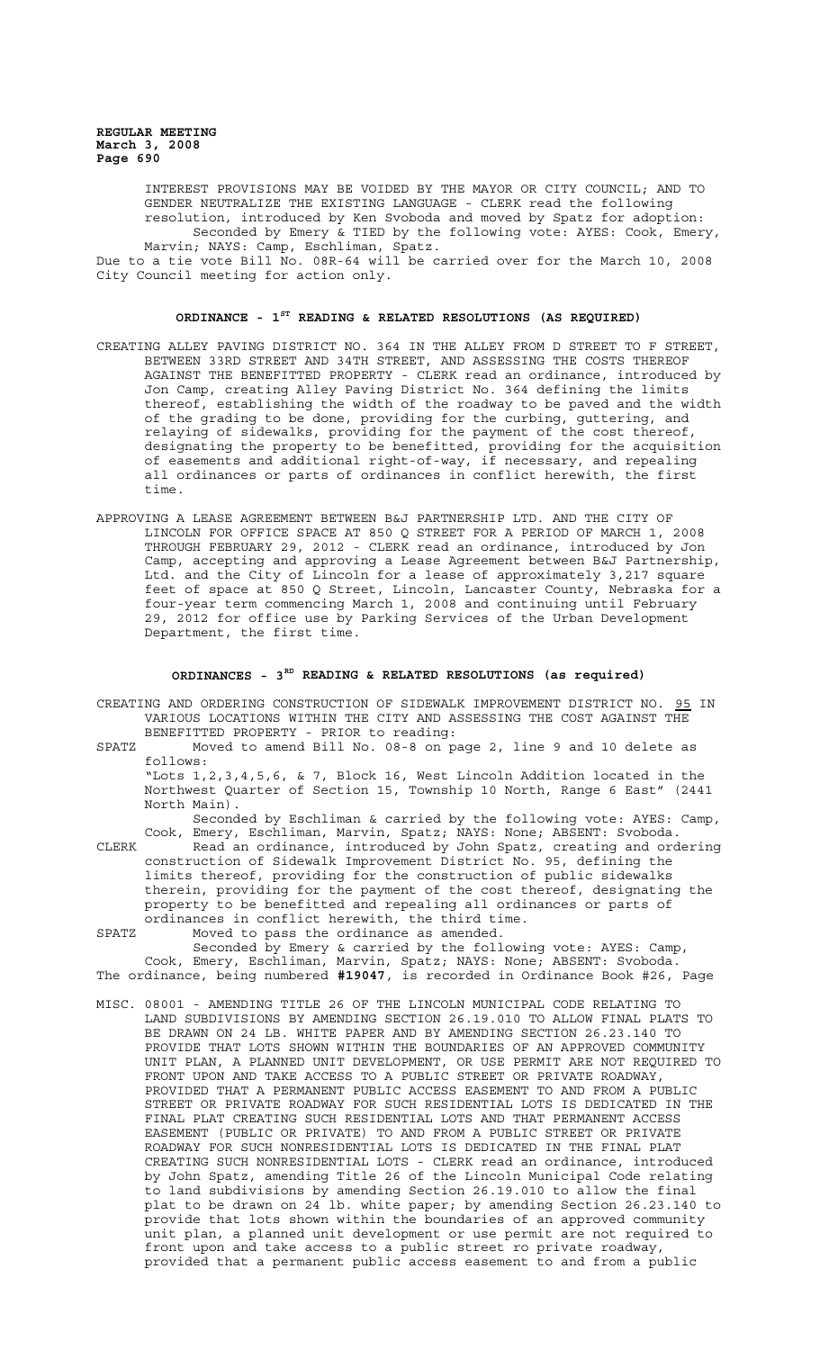INTEREST PROVISIONS MAY BE VOIDED BY THE MAYOR OR CITY COUNCIL; AND TO GENDER NEUTRALIZE THE EXISTING LANGUAGE - CLERK read the following resolution, introduced by Ken Svoboda and moved by Spatz for adoption: Seconded by Emery & TIED by the following vote: AYES: Cook, Emery, Marvin; NAYS: Camp, Eschliman, Spatz.

Due to a tie vote Bill No. 08R-64 will be carried over for the March 10, 2008 City Council meeting for action only.

## ORDINANCE - 1ST READING & RELATED RESOLUTIONS (AS REQUIRED)

CREATING ALLEY PAVING DISTRICT NO. 364 IN THE ALLEY FROM D STREET TO F STREET, BETWEEN 33RD STREET AND 34TH STREET, AND ASSESSING THE COSTS THEREOF AGAINST THE BENEFITTED PROPERTY - CLERK read an ordinance, introduced by Jon Camp, creating Alley Paving District No. 364 defining the limits thereof, establishing the width of the roadway to be paved and the width of the grading to be done, providing for the curbing, guttering, and relaying of sidewalks, providing for the payment of the cost thereof, designating the property to be benefitted, providing for the acquisition of easements and additional right-of-way, if necessary, and repealing all ordinances or parts of ordinances in conflict herewith, the first time.

APPROVING A LEASE AGREEMENT BETWEEN B&J PARTNERSHIP LTD. AND THE CITY OF LINCOLN FOR OFFICE SPACE AT 850 Q STREET FOR A PERIOD OF MARCH 1, 2008 THROUGH FEBRUARY 29, 2012 - CLERK read an ordinance, introduced by Jon Camp, accepting and approving a Lease Agreement between B&J Partnership, Ltd. and the City of Lincoln for a lease of approximately 3,217 square feet of space at 850 Q Street, Lincoln, Lancaster County, Nebraska for a four-year term commencing March 1, 2008 and continuing until February 29, 2012 for office use by Parking Services of the Urban Development Department, the first time.

## ORDINANCES - 3RD READING & RELATED RESOLUTIONS (as required)

CREATING AND ORDERING CONSTRUCTION OF SIDEWALK IMPROVEMENT DISTRICT NO. 95 IN VARIOUS LOCATIONS WITHIN THE CITY AND ASSESSING THE COST AGAINST THE BENEFITTED PROPERTY - PRIOR to reading:

SPATZ Moved to amend Bill No. 08-8 on page 2, line 9 and 10 delete as follows:

"Lots 1,2,3,4,5,6, & 7, Block 16, West Lincoln Addition located in the Northwest Quarter of Section 15, Township 10 North, Range 6 East" (2441 North Main).

Seconded by Eschliman & carried by the following vote: AYES: Camp, Cook, Emery, Eschliman, Marvin, Spatz; NAYS: None; ABSENT: Svoboda.

CLERK Read an ordinance, introduced by John Spatz, creating and ordering construction of Sidewalk Improvement District No. 95, defining the limits thereof, providing for the construction of public sidewalks therein, providing for the payment of the cost thereof, designating the property to be benefitted and repealing all ordinances or parts of ordinances in conflict herewith, the third time.

SPATZ Moved to pass the ordinance as amended.

Seconded by Emery & carried by the following vote: AYES: Camp, Cook, Emery, Eschliman, Marvin, Spatz; NAYS: None; ABSENT: Svoboda.

The ordinance, being numbered **#19047**, is recorded in Ordinance Book #26, Page

MISC. 08001 - AMENDING TITLE 26 OF THE LINCOLN MUNICIPAL CODE RELATING TO LAND SUBDIVISIONS BY AMENDING SECTION 26.19.010 TO ALLOW FINAL PLATS TO BE DRAWN ON 24 LB. WHITE PAPER AND BY AMENDING SECTION 26.23.140 TO PROVIDE THAT LOTS SHOWN WITHIN THE BOUNDARIES OF AN APPROVED COMMUNITY UNIT PLAN, A PLANNED UNIT DEVELOPMENT, OR USE PERMIT ARE NOT REQUIRED TO FRONT UPON AND TAKE ACCESS TO A PUBLIC STREET OR PRIVATE ROADWAY, PROVIDED THAT A PERMANENT PUBLIC ACCESS EASEMENT TO AND FROM A PUBLIC STREET OR PRIVATE ROADWAY FOR SUCH RESIDENTIAL LOTS IS DEDICATED IN THE FINAL PLAT CREATING SUCH RESIDENTIAL LOTS AND THAT PERMANENT ACCESS EASEMENT (PUBLIC OR PRIVATE) TO AND FROM A PUBLIC STREET OR PRIVATE ROADWAY FOR SUCH NONRESIDENTIAL LOTS IS DEDICATED IN THE FINAL PLAT CREATING SUCH NONRESIDENTIAL LOTS - CLERK read an ordinance, introduced by John Spatz, amending Title 26 of the Lincoln Municipal Code relating to land subdivisions by amending Section 26.19.010 to allow the final plat to be drawn on 24 lb. white paper; by amending Section 26.23.140 to provide that lots shown within the boundaries of an approved community unit plan, a planned unit development or use permit are not required to front upon and take access to a public street ro private roadway, provided that a permanent public access easement to and from a public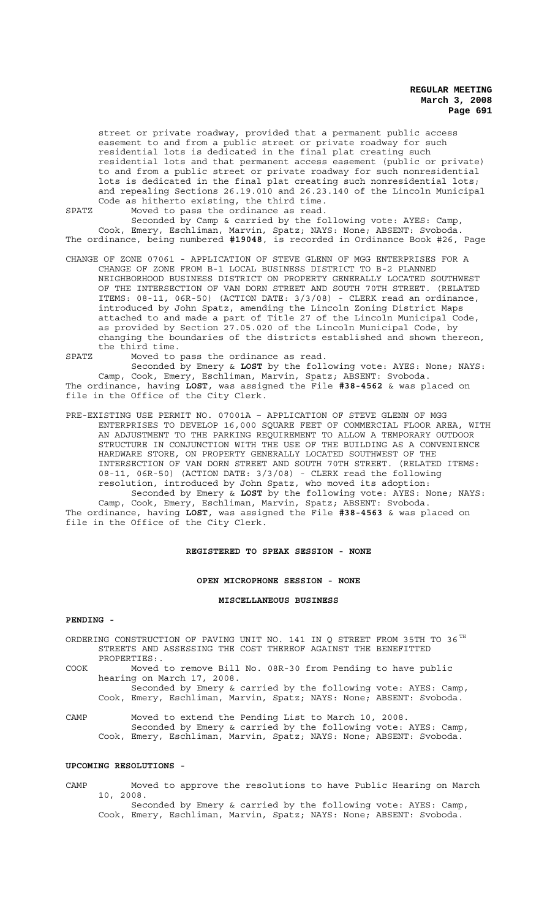street or private roadway, provided that a permanent public access easement to and from a public street or private roadway for such residential lots is dedicated in the final plat creating such residential lots and that permanent access easement (public or private) to and from a public street or private roadway for such nonresidential lots is dedicated in the final plat creating such nonresidential lots; and repealing Sections 26.19.010 and 26.23.140 of the Lincoln Municipal Code as hitherto existing, the third time.

SPATZ Moved to pass the ordinance as read.

Seconded by Camp & carried by the following vote: AYES: Camp, Cook, Emery, Eschliman, Marvin, Spatz; NAYS: None; ABSENT: Svoboda.

The ordinance, being numbered **#19048**, is recorded in Ordinance Book #26, Page

CHANGE OF ZONE 07061 - APPLICATION OF STEVE GLENN OF MGG ENTERPRISES FOR A CHANGE OF ZONE FROM B-1 LOCAL BUSINESS DISTRICT TO B-2 PLANNED NEIGHBORHOOD BUSINESS DISTRICT ON PROPERTY GENERALLY LOCATED SOUTHWEST OF THE INTERSECTION OF VAN DORN STREET AND SOUTH 70TH STREET. (RELATED ITEMS: 08-11, 06R-50) (ACTION DATE: 3/3/08) - CLERK read an ordinance, introduced by John Spatz, amending the Lincoln Zoning District Maps attached to and made a part of Title 27 of the Lincoln Municipal Code, as provided by Section 27.05.020 of the Lincoln Municipal Code, by changing the boundaries of the districts established and shown thereon, the third time.

SPATZ Moved to pass the ordinance as read.

Seconded by Emery & **LOST** by the following vote: AYES: None; NAYS: Camp, Cook, Emery, Eschliman, Marvin, Spatz; ABSENT: Svoboda.

The ordinance, having **LOST**, was assigned the File **#38-4562** & was placed on file in the Office of the City Clerk.

PRE-EXISTING USE PERMIT NO. 07001A – APPLICATION OF STEVE GLENN OF MGG ENTERPRISES TO DEVELOP 16,000 SQUARE FEET OF COMMERCIAL FLOOR AREA, WITH AN ADJUSTMENT TO THE PARKING REQUIREMENT TO ALLOW A TEMPORARY OUTDOOR STRUCTURE IN CONJUNCTION WITH THE USE OF THE BUILDING AS A CONVENIENCE HARDWARE STORE, ON PROPERTY GENERALLY LOCATED SOUTHWEST OF THE INTERSECTION OF VAN DORN STREET AND SOUTH 70TH STREET. (RELATED ITEMS: 08-11, 06R-50) (ACTION DATE: 3/3/08) - CLERK read the following resolution, introduced by John Spatz, who moved its adoption:

Seconded by Emery & **LOST** by the following vote: AYES: None; NAYS: Camp, Cook, Emery, Eschliman, Marvin, Spatz; ABSENT: Svoboda.

The ordinance, having **LOST**, was assigned the File **#38-4563** & was placed on file in the Office of the City Clerk.

## REGISTERED TO SPEAK SESSION - NONE

## OPEN MICROPHONE SESSION - NONE

## MISCELLANEOUS BUSINESS

### PENDING -

ORDERING CONSTRUCTION OF PAVING UNIT NO. 141 IN Q STREET FROM 35TH TO 36TH STREETS AND ASSESSING THE COST THEREOF AGAINST THE BENEFITTED PROPERTIES:.

COOK Moved to remove Bill No. 08R-30 from Pending to have public hearing on March 17, 2008.

Seconded by Emery & carried by the following vote: AYES: Camp, Cook, Emery, Eschliman, Marvin, Spatz; NAYS: None; ABSENT: Svoboda.

CAMP Moved to extend the Pending List to March 10, 2008.

Seconded by Emery & carried by the following vote: AYES: Camp, Cook, Emery, Eschliman, Marvin, Spatz; NAYS: None; ABSENT: Svoboda.

### UPCOMING RESOLUTIONS -

CAMP Moved to approve the resolutions to have Public Hearing on March 10, 2008.

Seconded by Emery & carried by the following vote: AYES: Camp, Cook, Emery, Eschliman, Marvin, Spatz; NAYS: None; ABSENT: Svoboda.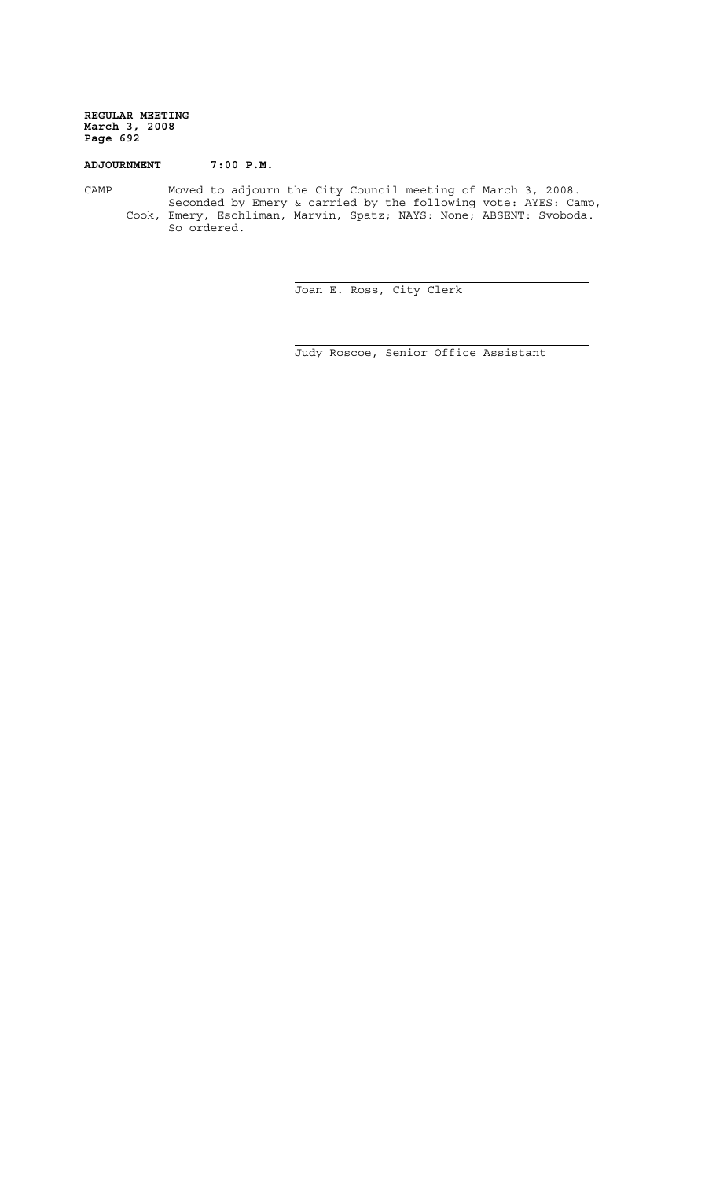**ADJOURNMENT 7:00 P.M.**

CAMP Moved to adjourn the City Council meeting of March 3, 2008. Seconded by Emery & carried by the following vote: AYES: Camp, Cook, Emery, Eschliman, Marvin, Spatz; NAYS: None; ABSENT: Svoboda. So ordered.

Joan E. Ross, City Clerk

Judy Roscoe, Senior Office Assistant